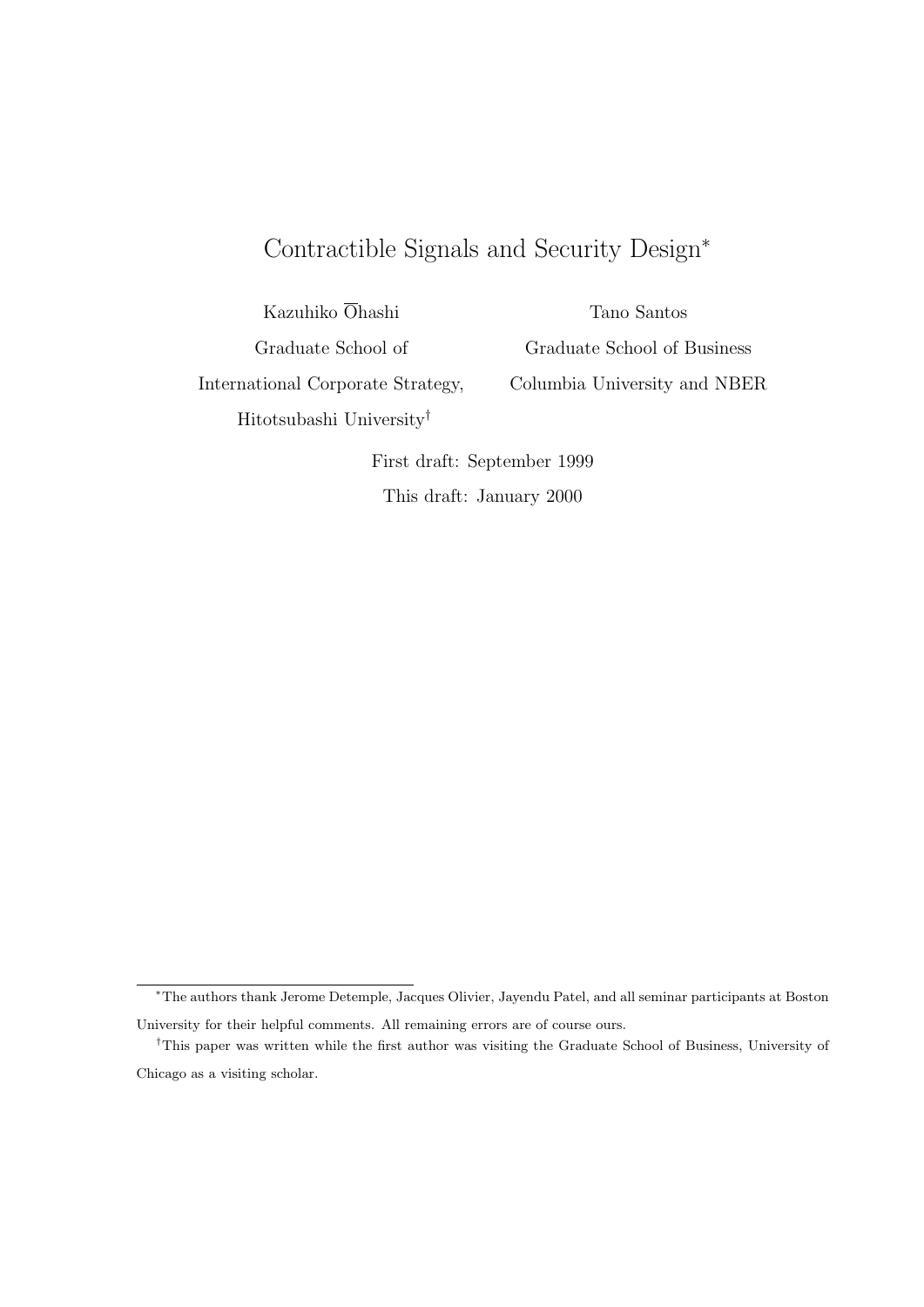# Contractible Signals and Security Design[*]

Kazuhiko Ōhashi

Graduate School of International Corporate Strategy, Hitotsubashi University[†]

Tano Santos

Graduate School of Business Columbia University and NBER

First draft: September 1999

This draft: January 2000

---

[*] The authors thank Jerome Detemple, Jacques Olivier, Jayendu Patel, and all seminar participants at Boston University for their helpful comments. All remaining errors are of course ours.

[†] This paper was written while the first author was visiting the Graduate School of Business, University of Chicago as a visiting scholar.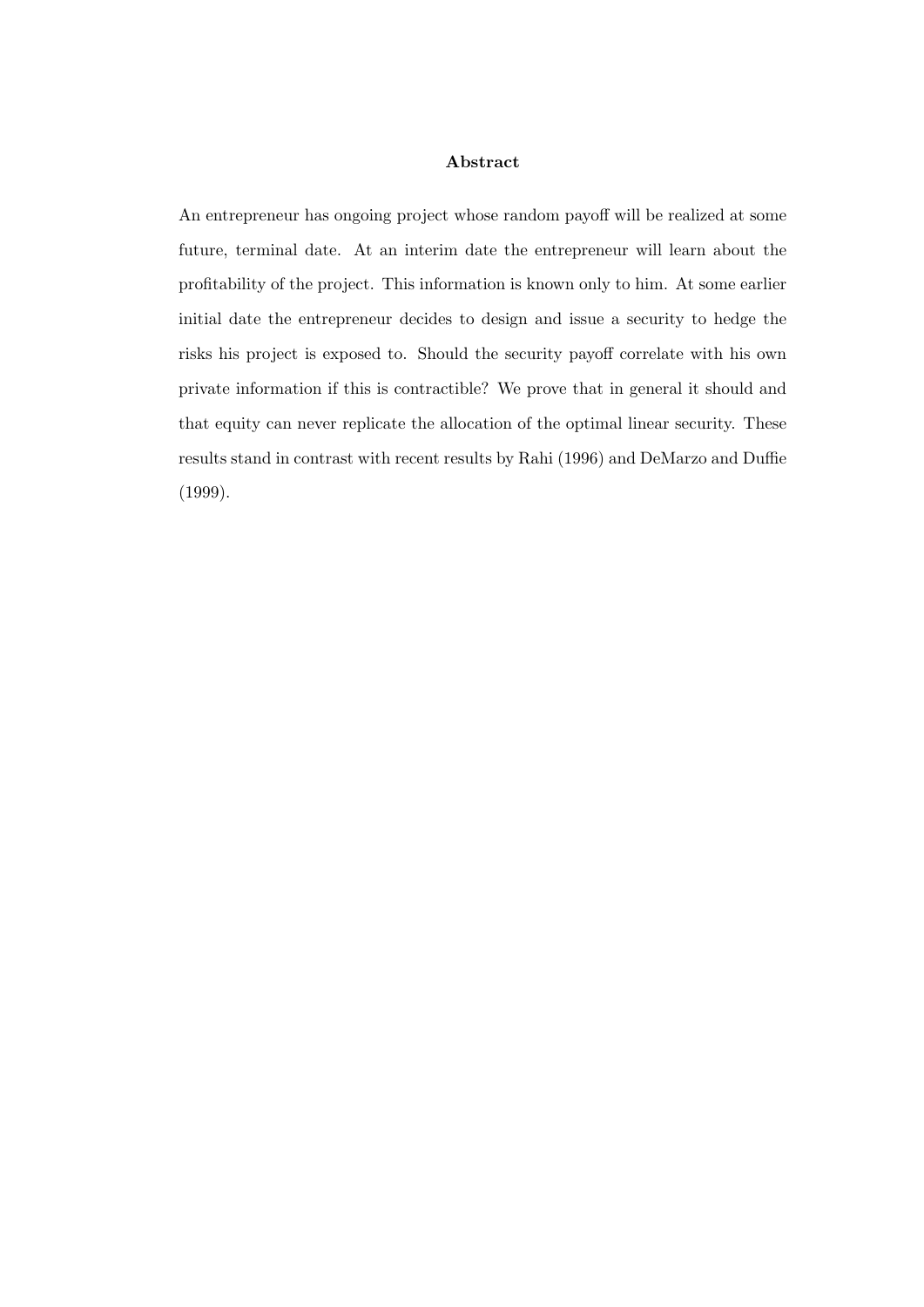**Abstract**

An entrepreneur has ongoing project whose random payoff will be realized at some future, terminal date. At an interim date the entrepreneur will learn about the profitability of the project. This information is known only to him. At some earlier initial date the entrepreneur decides to design and issue a security to hedge the risks his project is exposed to. Should the security payoff correlate with his own private information if this is contractible? We prove that in general it should and that equity can never replicate the allocation of the optimal linear security. These results stand in contrast with recent results by Rahi (1996) and DeMarzo and Duffie (1999).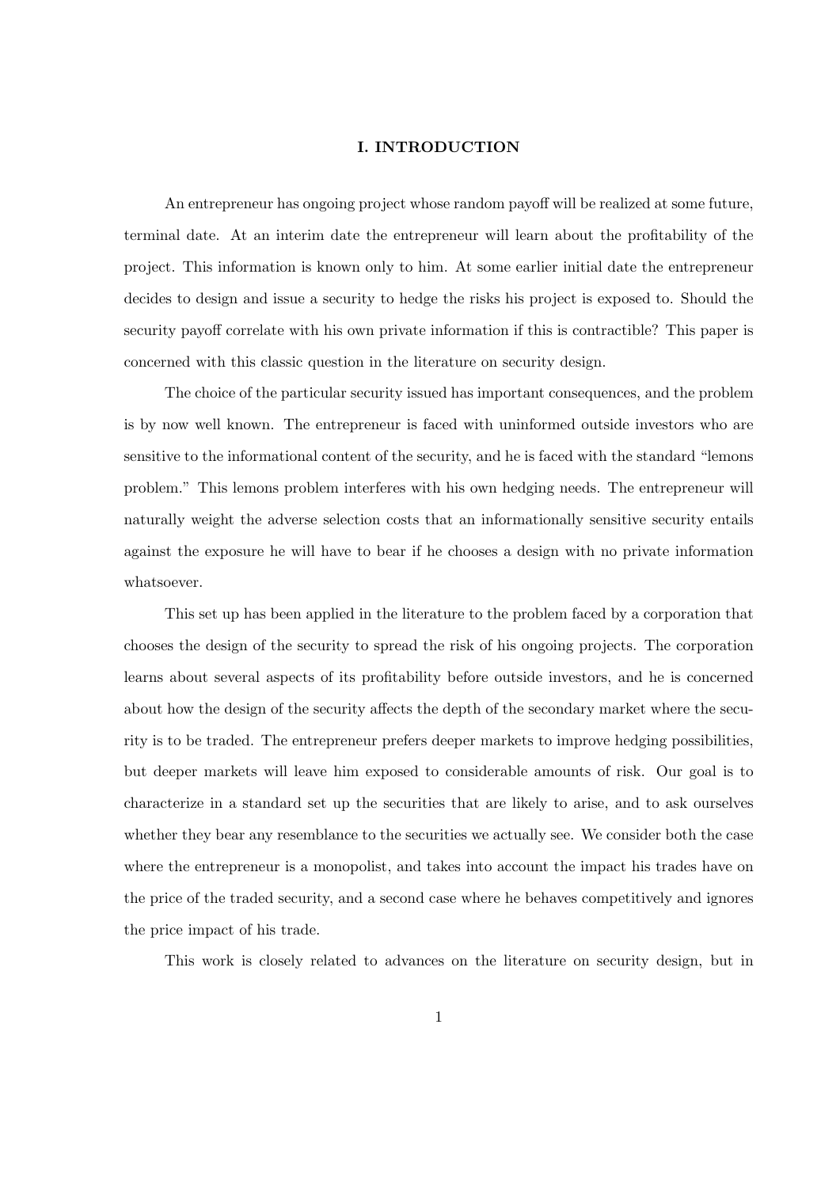# I. INTRODUCTION

An entrepreneur has ongoing project whose random payoff will be realized at some future, terminal date. At an interim date the entrepreneur will learn about the profitability of the project. This information is known only to him. At some earlier initial date the entrepreneur decides to design and issue a security to hedge the risks his project is exposed to. Should the security payoff correlate with his own private information if this is contractible? This paper is concerned with this classic question in the literature on security design.

The choice of the particular security issued has important consequences, and the problem is by now well known. The entrepreneur is faced with uninformed outside investors who are sensitive to the informational content of the security, and he is faced with the standard "lemons problem." This lemons problem interferes with his own hedging needs. The entrepreneur will naturally weight the adverse selection costs that an informationally sensitive security entails against the exposure he will have to bear if he chooses a design with no private information whatsoever.

This set up has been applied in the literature to the problem faced by a corporation that chooses the design of the security to spread the risk of his ongoing projects. The corporation learns about several aspects of its profitability before outside investors, and he is concerned about how the design of the security affects the depth of the secondary market where the security is to be traded. The entrepreneur prefers deeper markets to improve hedging possibilities, but deeper markets will leave him exposed to considerable amounts of risk. Our goal is to characterize in a standard set up the securities that are likely to arise, and to ask ourselves whether they bear any resemblance to the securities we actually see. We consider both the case where the entrepreneur is a monopolist, and takes into account the impact his trades have on the price of the traded security, and a second case where he behaves competitively and ignores the price impact of his trade.

This work is closely related to advances on the literature on security design, but in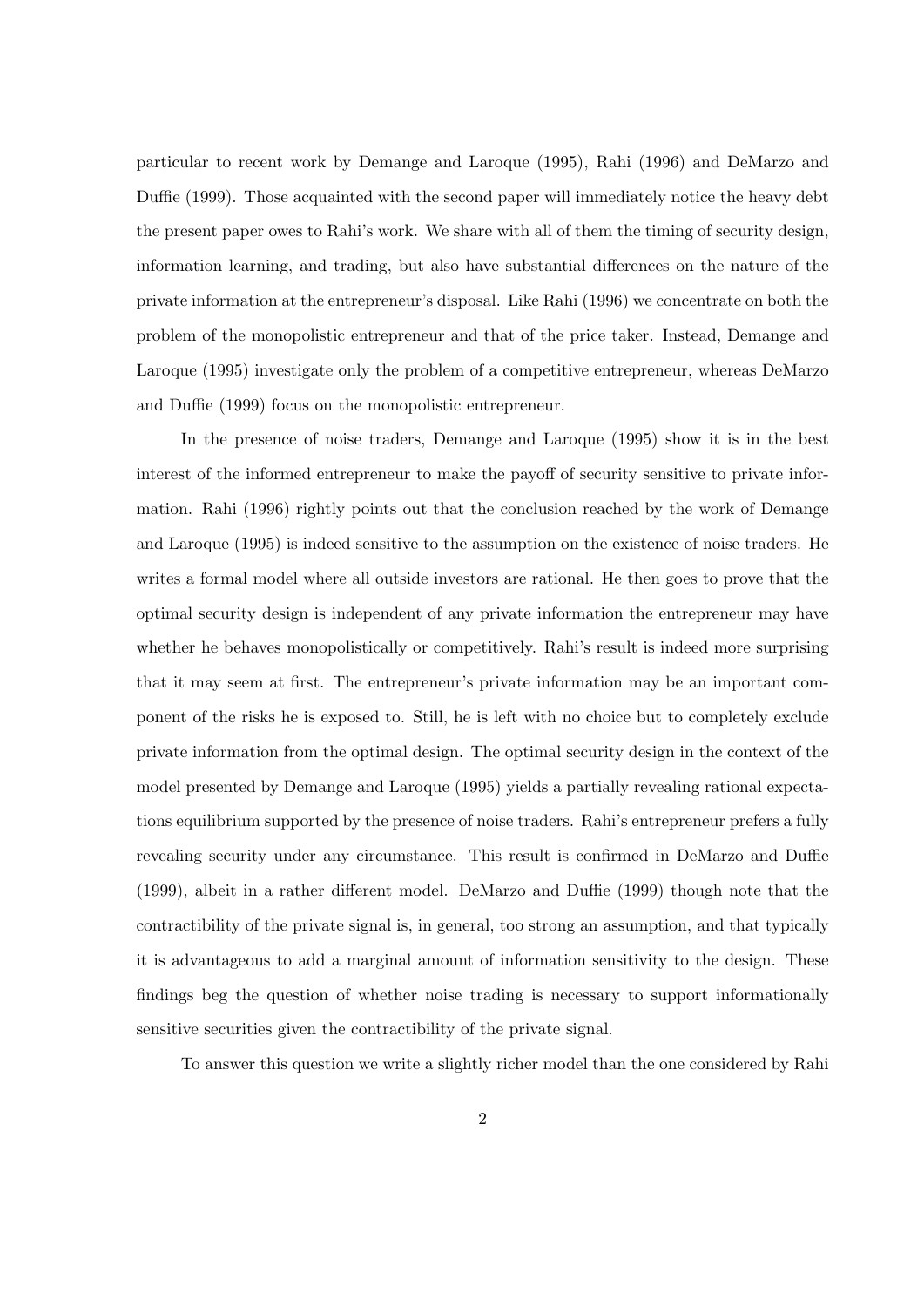particular to recent work by Demange and Laroque (1995), Rahi (1996) and DeMarzo and Duffie (1999). Those acquainted with the second paper will immediately notice the heavy debt the present paper owes to Rahi's work. We share with all of them the timing of security design, information learning, and trading, but also have substantial differences on the nature of the private information at the entrepreneur's disposal. Like Rahi (1996) we concentrate on both the problem of the monopolistic entrepreneur and that of the price taker. Instead, Demange and Laroque (1995) investigate only the problem of a competitive entrepreneur, whereas DeMarzo and Duffie (1999) focus on the monopolistic entrepreneur.

In the presence of noise traders, Demange and Laroque (1995) show it is in the best interest of the informed entrepreneur to make the payoff of security sensitive to private information. Rahi (1996) rightly points out that the conclusion reached by the work of Demange and Laroque (1995) is indeed sensitive to the assumption on the existence of noise traders. He writes a formal model where all outside investors are rational. He then goes to prove that the optimal security design is independent of any private information the entrepreneur may have whether he behaves monopolistically or competitively. Rahi's result is indeed more surprising that it may seem at first. The entrepreneur's private information may be an important component of the risks he is exposed to. Still, he is left with no choice but to completely exclude private information from the optimal design. The optimal security design in the context of the model presented by Demange and Laroque (1995) yields a partially revealing rational expectations equilibrium supported by the presence of noise traders. Rahi's entrepreneur prefers a fully revealing security under any circumstance. This result is confirmed in DeMarzo and Duffie (1999), albeit in a rather different model. DeMarzo and Duffie (1999) though note that the contractibility of the private signal is, in general, too strong an assumption, and that typically it is advantageous to add a marginal amount of information sensitivity to the design. These findings beg the question of whether noise trading is necessary to support informationally sensitive securities given the contractibility of the private signal.

To answer this question we write a slightly richer model than the one considered by Rahi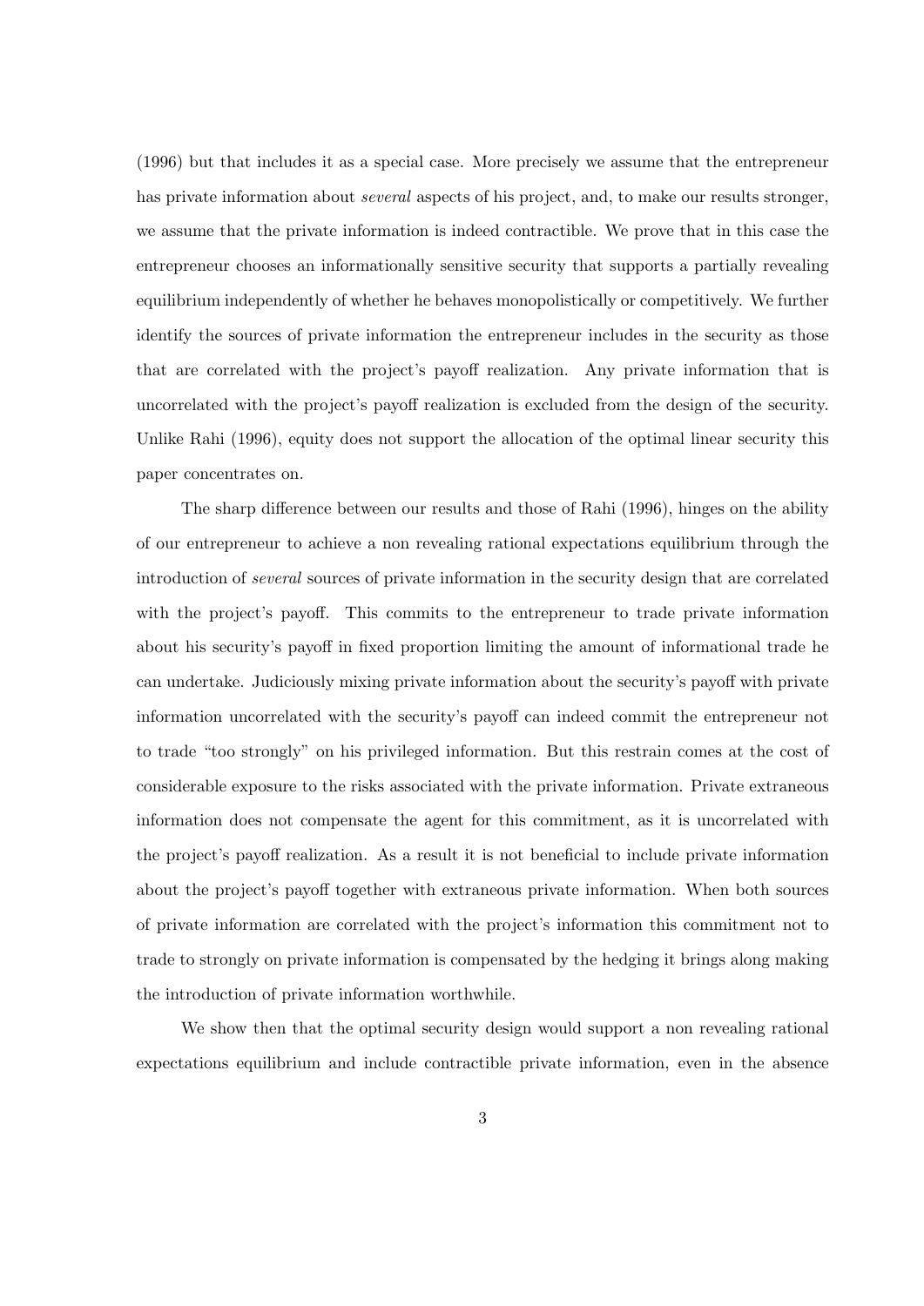(1996) but that includes it as a special case. More precisely we assume that the entrepreneur has private information about *several* aspects of his project, and, to make our results stronger, we assume that the private information is indeed contractible. We prove that in this case the entrepreneur chooses an informationally sensitive security that supports a partially revealing equilibrium independently of whether he behaves monopolistically or competitively. We further identify the sources of private information the entrepreneur includes in the security as those that are correlated with the project's payoff realization. Any private information that is uncorrelated with the project's payoff realization is excluded from the design of the security. Unlike Rahi (1996), equity does not support the allocation of the optimal linear security this paper concentrates on.

The sharp difference between our results and those of Rahi (1996), hinges on the ability of our entrepreneur to achieve a non revealing rational expectations equilibrium through the introduction of *several* sources of private information in the security design that are correlated with the project's payoff. This commits to the entrepreneur to trade private information about his security's payoff in fixed proportion limiting the amount of informational trade he can undertake. Judiciously mixing private information about the security's payoff with private information uncorrelated with the security's payoff can indeed commit the entrepreneur not to trade "too strongly" on his privileged information. But this restrain comes at the cost of considerable exposure to the risks associated with the private information. Private extraneous information does not compensate the agent for this commitment, as it is uncorrelated with the project's payoff realization. As a result it is not beneficial to include private information about the project's payoff together with extraneous private information. When both sources of private information are correlated with the project's information this commitment not to trade to strongly on private information is compensated by the hedging it brings along making the introduction of private information worthwhile.

We show then that the optimal security design would support a non revealing rational expectations equilibrium and include contractible private information, even in the absence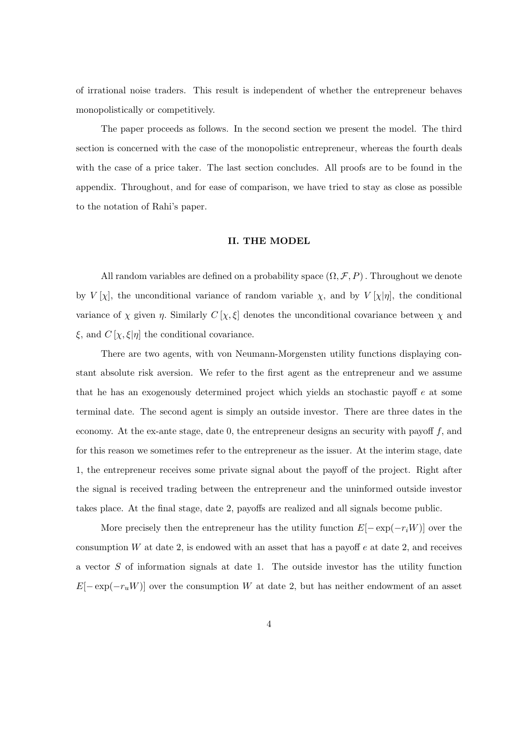of irrational noise traders. This result is independent of whether the entrepreneur behaves monopolistically or competitively.

The paper proceeds as follows. In the second section we present the model. The third section is concerned with the case of the monopolistic entrepreneur, whereas the fourth deals with the case of a price taker. The last section concludes. All proofs are to be found in the appendix. Throughout, and for ease of comparison, we have tried to stay as close as possible to the notation of Rahi's paper.

## II. THE MODEL

All random variables are defined on a probability space $(\Omega, \mathcal{F}, P)$. Throughout we denote by $V[\chi]$, the unconditional variance of random variable $\chi$, and by $V[\chi|\eta]$, the conditional variance of $\chi$ given $\eta$. Similarly $C[\chi, \xi]$ denotes the unconditional covariance between $\chi$ and $\xi$, and $C[\chi, \xi|\eta]$ the conditional covariance.

There are two agents, with von Neumann-Morgensten utility functions displaying constant absolute risk aversion. We refer to the first agent as the entrepreneur and we assume that he has an exogenously determined project which yields an stochastic payoff $e$ at some terminal date. The second agent is simply an outside investor. There are three dates in the economy. At the ex-ante stage, date 0, the entrepreneur designs an security with payoff $f$, and for this reason we sometimes refer to the entrepreneur as the issuer. At the interim stage, date 1, the entrepreneur receives some private signal about the payoff of the project. Right after the signal is received trading between the entrepreneur and the uninformed outside investor takes place. At the final stage, date 2, payoffs are realized and all signals become public.

More precisely then the entrepreneur has the utility function $E[-\exp(-r_i W)]$ over the consumption $W$ at date 2, is endowed with an asset that has a payoff $e$ at date 2, and receives a vector $S$ of information signals at date 1. The outside investor has the utility function $E[-\exp(-r_u W)]$ over the consumption $W$ at date 2, but has neither endowment of an asset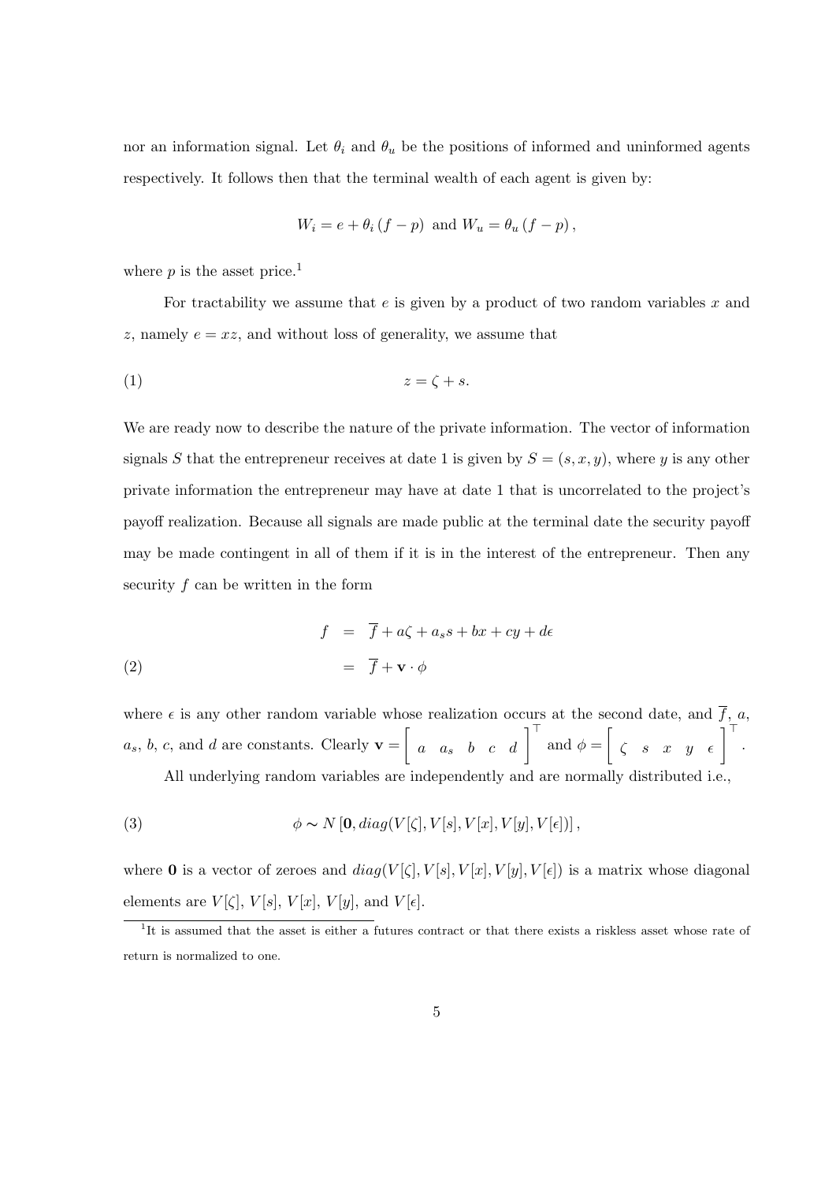nor an information signal. Let $\theta_i$ and $\theta_u$ be the positions of informed and uninformed agents respectively. It follows then that the terminal wealth of each agent is given by:

$$W_i = e + \theta_i (f - p) \text{ and } W_u = \theta_u (f - p),$$

where $p$ is the asset price.[1]

For tractability we assume that $e$ is given by a product of two random variables $x$ and $z$, namely $e = xz$, and without loss of generality, we assume that

$$z = \zeta + s. \tag{1}$$

We are ready now to describe the nature of the private information. The vector of information signals $S$ that the entrepreneur receives at date 1 is given by $S = (s, x, y)$, where $y$ is any other private information the entrepreneur may have at date 1 that is uncorrelated to the project's payoff realization. Because all signals are made public at the terminal date the security payoff may be made contingent in all of them if it is in the interest of the entrepreneur. Then any security $f$ can be written in the form

$$\begin{aligned} f &= \overline{f} + a\zeta + a_s s + bx + cy + d\epsilon \\ &= \overline{f} + \mathbf{v} \cdot \phi \end{aligned} \tag{2}$$

where $\epsilon$ is any other random variable whose realization occurs at the second date, and $\overline{f}$, $a$, $a_s$, $b$, $c$, and $d$ are constants. Clearly $\mathbf{v} = \begin{bmatrix} a & a_s & b & c & d \end{bmatrix}^\top$ and $\phi = \begin{bmatrix} \zeta & s & x & y & \epsilon \end{bmatrix}^\top$.

All underlying random variables are independently and are normally distributed i.e.,

$$\phi \sim N\left[\mathbf{0}, diag(V[\zeta], V[s], V[x], V[y], V[\epsilon])\right], \tag{3}$$

where $\mathbf{0}$ is a vector of zeroes and $diag(V[\zeta], V[s], V[x], V[y], V[\epsilon])$ is a matrix whose diagonal elements are $V[\zeta]$, $V[s]$, $V[x]$, $V[y]$, and $V[\epsilon]$.

[1] It is assumed that the asset is either a futures contract or that there exists a riskless asset whose rate of return is normalized to one.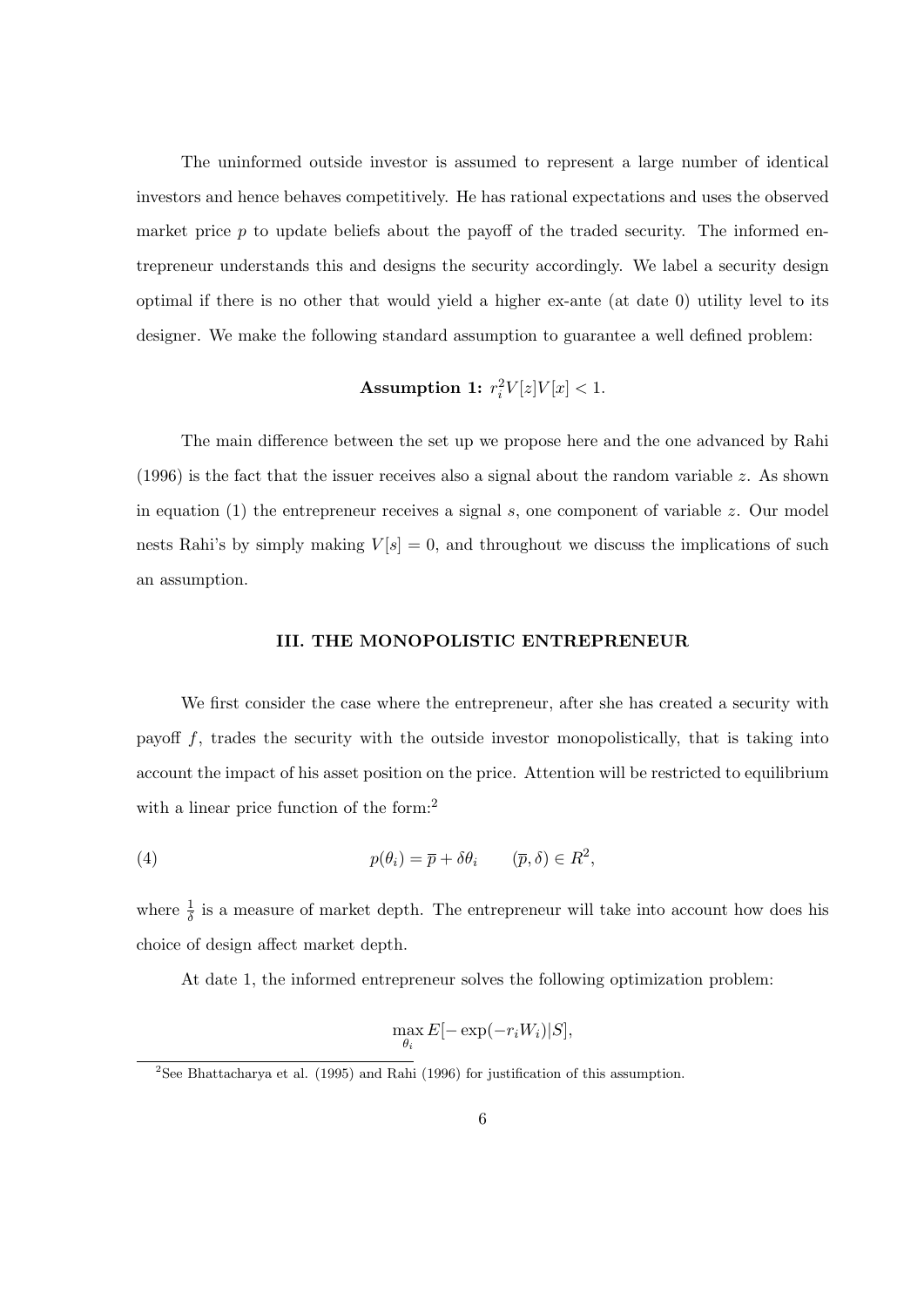The uninformed outside investor is assumed to represent a large number of identical investors and hence behaves competitively. He has rational expectations and uses the observed market price $p$ to update beliefs about the payoff of the traded security. The informed entrepreneur understands this and designs the security accordingly. We label a security design optimal if there is no other that would yield a higher ex-ante (at date 0) utility level to its designer. We make the following standard assumption to guarantee a well defined problem:

**Assumption 1:** $r_i^2 V[z]V[x] < 1$.

The main difference between the set up we propose here and the one advanced by Rahi (1996) is the fact that the issuer receives also a signal about the random variable $z$. As shown in equation (1) the entrepreneur receives a signal $s$, one component of variable $z$. Our model nests Rahi's by simply making $V[s] = 0$, and throughout we discuss the implications of such an assumption.

## III. THE MONOPOLISTIC ENTREPRENEUR

We first consider the case where the entrepreneur, after she has created a security with payoff $f$, trades the security with the outside investor monopolistically, that is taking into account the impact of his asset position on the price. Attention will be restricted to equilibrium with a linear price function of the form:[2]

$$p(\theta_i) = \overline{p} + \delta\theta_i \qquad (\overline{p}, \delta) \in R^2, \tag{4}$$

where $\frac{1}{\delta}$ is a measure of market depth. The entrepreneur will take into account how does his choice of design affect market depth.

At date 1, the informed entrepreneur solves the following optimization problem:

$$\max_{\theta_i} E[-\exp(-r_i W_i)|S],$$

[2] See Bhattacharya et al. (1995) and Rahi (1996) for justification of this assumption.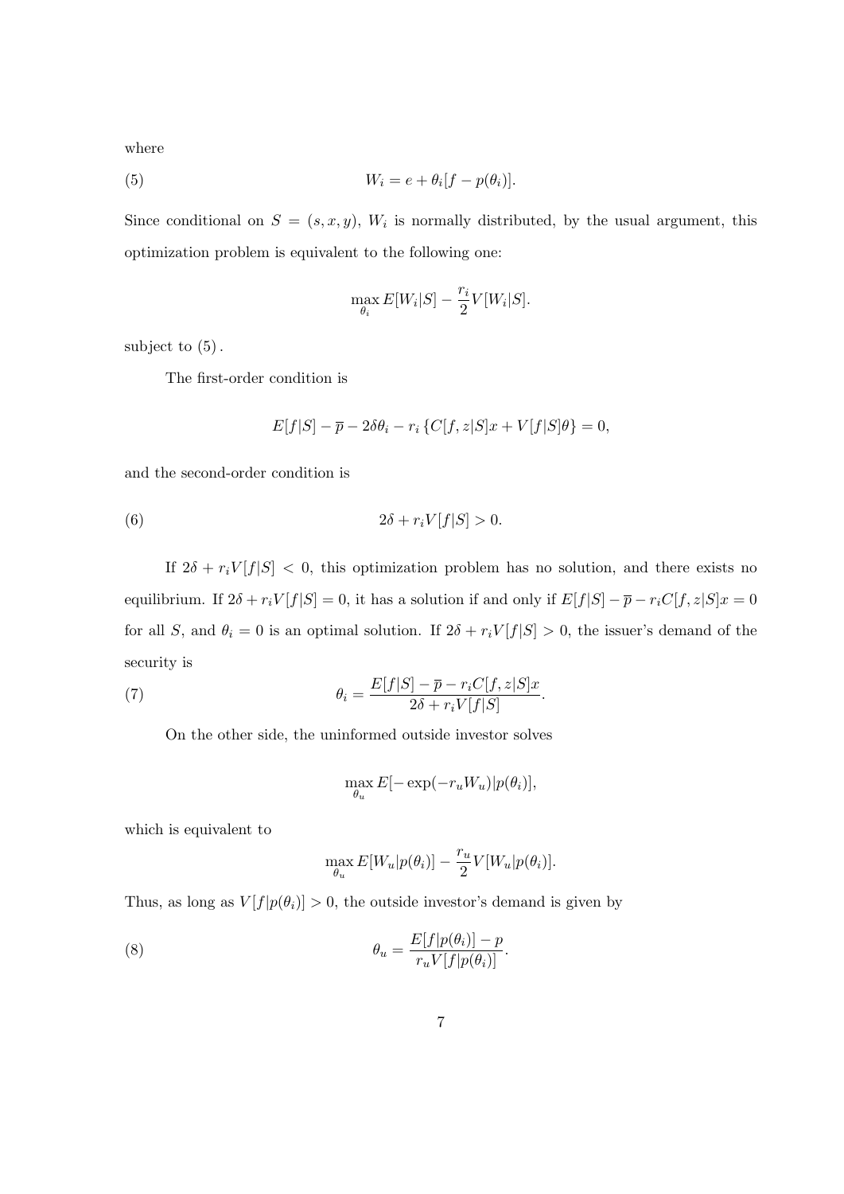where

$$W_i = e + \theta_i[f - p(\theta_i)]. \tag{5}$$

Since conditional on $S = (s, x, y)$, $W_i$ is normally distributed, by the usual argument, this optimization problem is equivalent to the following one:

$$\max_{\theta_i} E[W_i|S] - \frac{r_i}{2} V[W_i|S].$$

subject to (5).

The first-order condition is

$$E[f|S] - \overline{p} - 2\delta\theta_i - r_i \left\{ C[f, z|S]x + V[f|S]\theta \right\} = 0,$$

and the second-order condition is

$$2\delta + r_i V[f|S] > 0. \tag{6}$$

If $2\delta + r_i V[f|S] < 0$, this optimization problem has no solution, and there exists no equilibrium. If $2\delta + r_i V[f|S] = 0$, it has a solution if and only if $E[f|S] - \overline{p} - r_i C[f, z|S]x = 0$ for all $S$, and $\theta_i = 0$ is an optimal solution. If $2\delta + r_i V[f|S] > 0$, the issuer's demand of the security is

$$\theta_i = \frac{E[f|S] - \overline{p} - r_i C[f, z|S]x}{2\delta + r_i V[f|S]}. \tag{7}$$

On the other side, the uninformed outside investor solves

$$\max_{\theta_u} E[-\exp(-r_u W_u)|p(\theta_i)],$$

which is equivalent to

$$\max_{\theta_u} E[W_u|p(\theta_i)] - \frac{r_u}{2} V[W_u|p(\theta_i)].$$

Thus, as long as $V[f|p(\theta_i)] > 0$, the outside investor's demand is given by

$$\theta_u = \frac{E[f|p(\theta_i)] - p}{r_u V[f|p(\theta_i)]}. \tag{8}$$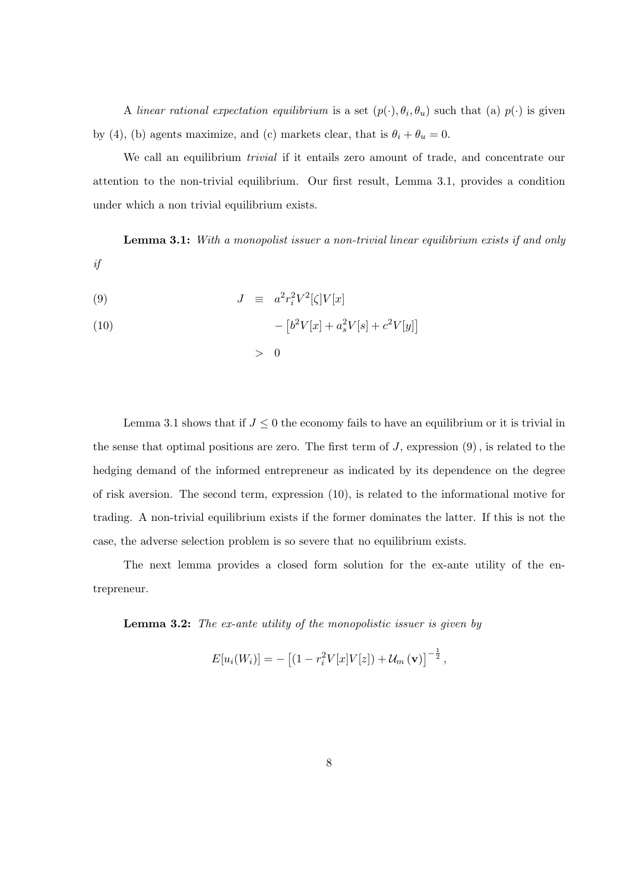A *linear rational expectation equilibrium* is a set $(p(\cdot), \theta_i, \theta_u)$ such that (a) $p(\cdot)$ is given by (4), (b) agents maximize, and (c) markets clear, that is $\theta_i + \theta_u = 0$.

We call an equilibrium *trivial* if it entails zero amount of trade, and concentrate our attention to the non-trivial equilibrium. Our first result, Lemma 3.1, provides a condition under which a non trivial equilibrium exists.

**Lemma 3.1:** *With a monopolist issuer a non-trivial linear equilibrium exists if and only if*

$$
\begin{aligned}
(9) \qquad J &\equiv a^2 r_i^2 V^2[\zeta] V[x] \\
(10) \qquad &\quad - \left[ b^2 V[x] + a_s^2 V[s] + c^2 V[y] \right] \\
&> 0
\end{aligned}
$$

Lemma 3.1 shows that if $J \leq 0$ the economy fails to have an equilibrium or it is trivial in the sense that optimal positions are zero. The first term of $J$, expression (9), is related to the hedging demand of the informed entrepreneur as indicated by its dependence on the degree of risk aversion. The second term, expression (10), is related to the informational motive for trading. A non-trivial equilibrium exists if the former dominates the latter. If this is not the case, the adverse selection problem is so severe that no equilibrium exists.

The next lemma provides a closed form solution for the ex-ante utility of the entrepreneur.

**Lemma 3.2:** *The ex-ante utility of the monopolistic issuer is given by*

$$
E[u_i(W_i)] = - \left[ (1 - r_i^2 V[x] V[z]) + \mathcal{U}_m(\mathbf{v}) \right]^{-\frac{1}{2}},
$$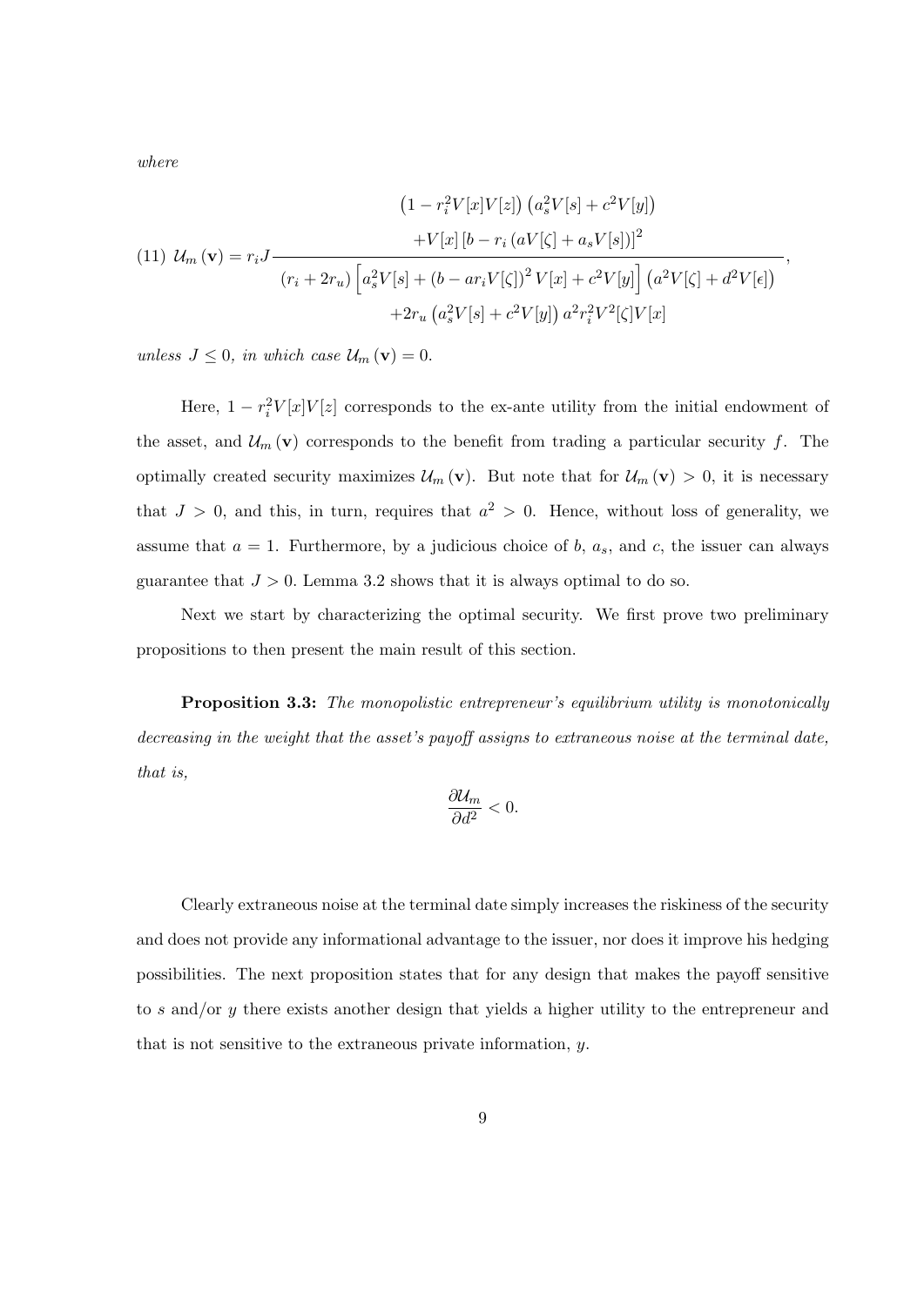where

$$
(11)\ \mathcal{U}_m(\mathbf{v}) = r_i J \frac{\begin{array}{c}\left(1 - r_i^2 V[x]V[z]\right)\left(a_s^2 V[s] + c^2 V[y]\right) \\ + V[x]\left[b - r_i\left(aV[\zeta] + a_s V[s]\right)\right]^2\end{array}}{\begin{array}{c}\left(r_i + 2r_u\right)\left[a_s^2 V[s] + \left(b - a r_i V[\zeta]\right)^2 V[x] + c^2 V[y]\right]\left(a^2 V[\zeta] + d^2 V[\epsilon]\right) \\ + 2r_u\left(a_s^2 V[s] + c^2 V[y]\right) a^2 r_i^2 V^2[\zeta] V[x]\end{array}},
$$

*unless $J \leq 0$, in which case $\mathcal{U}_m(\mathbf{v}) = 0$.*

Here, $1 - r_i^2 V[x]V[z]$ corresponds to the ex-ante utility from the initial endowment of the asset, and $\mathcal{U}_m(\mathbf{v})$ corresponds to the benefit from trading a particular security $f$. The optimally created security maximizes $\mathcal{U}_m(\mathbf{v})$. But note that for $\mathcal{U}_m(\mathbf{v}) > 0$, it is necessary that $J > 0$, and this, in turn, requires that $a^2 > 0$. Hence, without loss of generality, we assume that $a = 1$. Furthermore, by a judicious choice of $b$, $a_s$, and $c$, the issuer can always guarantee that $J > 0$. Lemma 3.2 shows that it is always optimal to do so.

Next we start by characterizing the optimal security. We first prove two preliminary propositions to then present the main result of this section.

**Proposition 3.3:** *The monopolistic entrepreneur's equilibrium utility is monotonically decreasing in the weight that the asset's payoff assigns to extraneous noise at the terminal date, that is,*

$$
\frac{\partial \mathcal{U}_m}{\partial d^2} < 0.
$$

Clearly extraneous noise at the terminal date simply increases the riskiness of the security and does not provide any informational advantage to the issuer, nor does it improve his hedging possibilities. The next proposition states that for any design that makes the payoff sensitive to $s$ and/or $y$ there exists another design that yields a higher utility to the entrepreneur and that is not sensitive to the extraneous private information, $y$.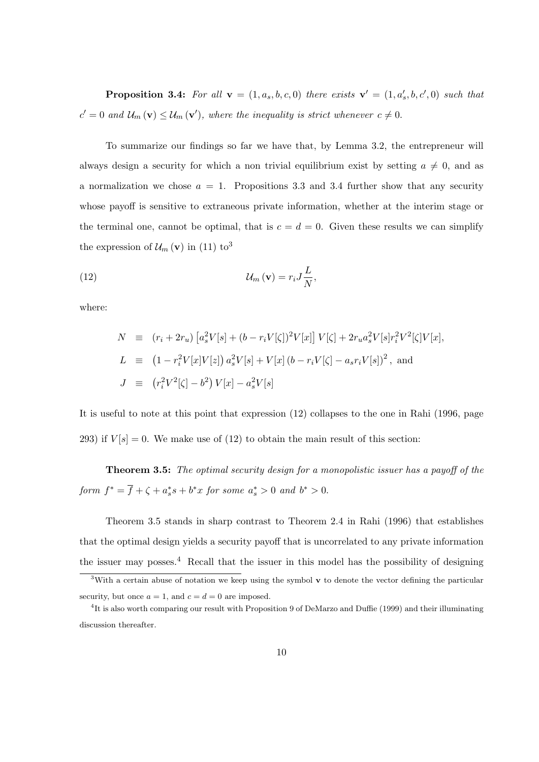**Proposition 3.4:** *For all* $\mathbf{v} = (1, a_s, b, c, 0)$ *there exists* $\mathbf{v}' = (1, a_s', b, c', 0)$ *such that* $c' = 0$ *and* $\mathcal{U}_m(\mathbf{v}) \leq \mathcal{U}_m(\mathbf{v}')$*, where the inequality is strict whenever* $c \neq 0$.

To summarize our findings so far we have that, by Lemma 3.2, the entrepreneur will always design a security for which a non trivial equilibrium exist by setting $a \neq 0$, and as a normalization we chose $a = 1$. Propositions 3.3 and 3.4 further show that any security whose payoff is sensitive to extraneous private information, whether at the interim stage or the terminal one, cannot be optimal, that is $c = d = 0$. Given these results we can simplify the expression of $\mathcal{U}_m(\mathbf{v})$ in (11) to[3]

$$\mathcal{U}_m(\mathbf{v}) = r_i J \frac{L}{N}, \tag{12}$$

where:

$$\begin{aligned}
N &\equiv (r_i + 2r_u)\left[a_s^2 V[s] + (b - r_i V[\zeta])^2 V[x]\right] V[\zeta] + 2r_u a_s^2 V[s] r_i^2 V^2[\zeta] V[x], \\
L &\equiv \left(1 - r_i^2 V[x] V[z]\right) a_s^2 V[s] + V[x]\left(b - r_i V[\zeta] - a_s r_i V[s]\right)^2, \text{ and} \\
J &\equiv \left(r_i^2 V^2[\zeta] - b^2\right) V[x] - a_s^2 V[s]
\end{aligned}$$

It is useful to note at this point that expression (12) collapses to the one in Rahi (1996, page 293) if $V[s] = 0$. We make use of (12) to obtain the main result of this section:

**Theorem 3.5:** *The optimal security design for a monopolistic issuer has a payoff of the form* $f^* = \overline{f} + \zeta + a_s^* s + b^* x$ *for some* $a_s^* > 0$ *and* $b^* > 0$.

Theorem 3.5 stands in sharp contrast to Theorem 2.4 in Rahi (1996) that establishes that the optimal design yields a security payoff that is uncorrelated to any private information the issuer may posses.[4] Recall that the issuer in this model has the possibility of designing

[3] With a certain abuse of notation we keep using the symbol $\mathbf{v}$ to denote the vector defining the particular security, but once $a = 1$, and $c = d = 0$ are imposed.

[4] It is also worth comparing our result with Proposition 9 of DeMarzo and Duffie (1999) and their illuminating discussion thereafter.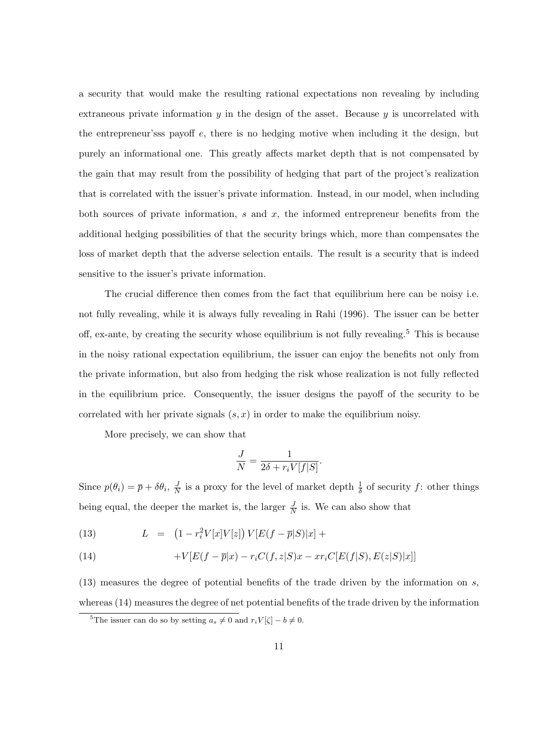a security that would make the resulting rational expectations non revealing by including extraneous private information $y$ in the design of the asset. Because $y$ is uncorrelated with the entrepreneur'sss payoff $e$, there is no hedging motive when including it the design, but purely an informational one. This greatly affects market depth that is not compensated by the gain that may result from the possibility of hedging that part of the project's realization that is correlated with the issuer's private information. Instead, in our model, when including both sources of private information, $s$ and $x$, the informed entrepreneur benefits from the additional hedging possibilities of that the security brings which, more than compensates the loss of market depth that the adverse selection entails. The result is a security that is indeed sensitive to the issuer's private information.

The crucial difference then comes from the fact that equilibrium here can be noisy i.e. not fully revealing, while it is always fully revealing in Rahi (1996). The issuer can be better off, ex-ante, by creating the security whose equilibrium is not fully revealing.[5] This is because in the noisy rational expectation equilibrium, the issuer can enjoy the benefits not only from the private information, but also from hedging the risk whose realization is not fully reflected in the equilibrium price. Consequently, the issuer designs the payoff of the security to be correlated with her private signals $(s, x)$ in order to make the equilibrium noisy.

More precisely, we can show that

$$\frac{J}{N} = \frac{1}{2\delta + r_i V[f|S]}.$$

Since $p(\theta_i) = \overline{p} + \delta\theta_i$, $\frac{J}{N}$ is a proxy for the level of market depth $\frac{1}{\delta}$ of security $f$: other things being equal, the deeper the market is, the larger $\frac{J}{N}$ is. We can also show that

$$L = \left(1 - r_i^2 V[x]V[z]\right) V[E(f - \overline{p}|S)|x] + \tag{13}$$

$$+V[E(f - \overline{p}|x) - r_i C(f, z|S)x - x r_i C[E(f|S), E(z|S)|x]] \tag{14}$$

(13) measures the degree of potential benefits of the trade driven by the information on $s$, whereas (14) measures the degree of net potential benefits of the trade driven by the information

[5] The issuer can do so by setting $a_s \neq 0$ and $r_i V[\zeta] - b \neq 0$.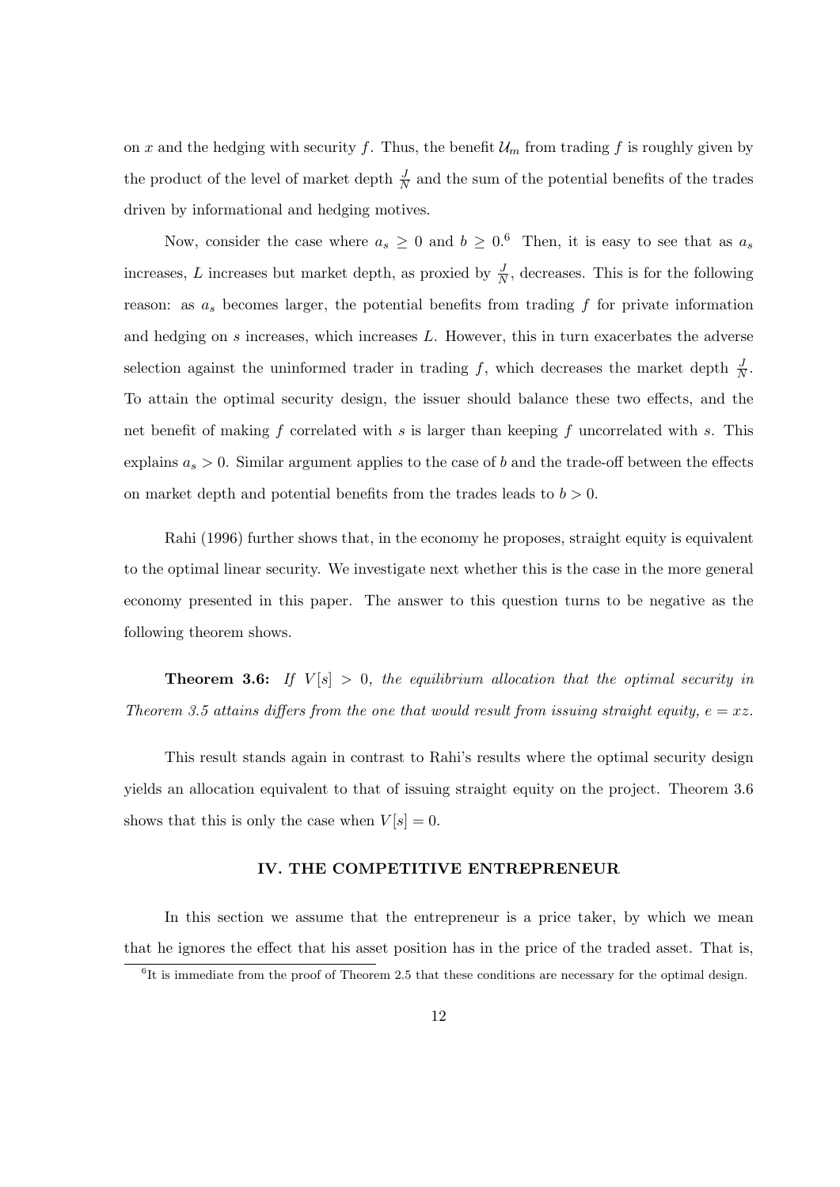on $x$ and the hedging with security $f$. Thus, the benefit $\mathcal{U}_m$ from trading $f$ is roughly given by the product of the level of market depth $\frac{J}{N}$ and the sum of the potential benefits of the trades driven by informational and hedging motives.

Now, consider the case where $a_s \geq 0$ and $b \geq 0$.[6] Then, it is easy to see that as $a_s$ increases, $L$ increases but market depth, as proxied by $\frac{J}{N}$, decreases. This is for the following reason: as $a_s$ becomes larger, the potential benefits from trading $f$ for private information and hedging on $s$ increases, which increases $L$. However, this in turn exacerbates the adverse selection against the uninformed trader in trading $f$, which decreases the market depth $\frac{J}{N}$. To attain the optimal security design, the issuer should balance these two effects, and the net benefit of making $f$ correlated with $s$ is larger than keeping $f$ uncorrelated with $s$. This explains $a_s > 0$. Similar argument applies to the case of $b$ and the trade-off between the effects on market depth and potential benefits from the trades leads to $b > 0$.

Rahi (1996) further shows that, in the economy he proposes, straight equity is equivalent to the optimal linear security. We investigate next whether this is the case in the more general economy presented in this paper. The answer to this question turns to be negative as the following theorem shows.

**Theorem 3.6:** *If $V[s] > 0$, the equilibrium allocation that the optimal security in Theorem 3.5 attains differs from the one that would result from issuing straight equity, $e = xz$.*

This result stands again in contrast to Rahi's results where the optimal security design yields an allocation equivalent to that of issuing straight equity on the project. Theorem 3.6 shows that this is only the case when $V[s] = 0$.

## IV. THE COMPETITIVE ENTREPRENEUR

In this section we assume that the entrepreneur is a price taker, by which we mean that he ignores the effect that his asset position has in the price of the traded asset. That is,

[6] It is immediate from the proof of Theorem 2.5 that these conditions are necessary for the optimal design.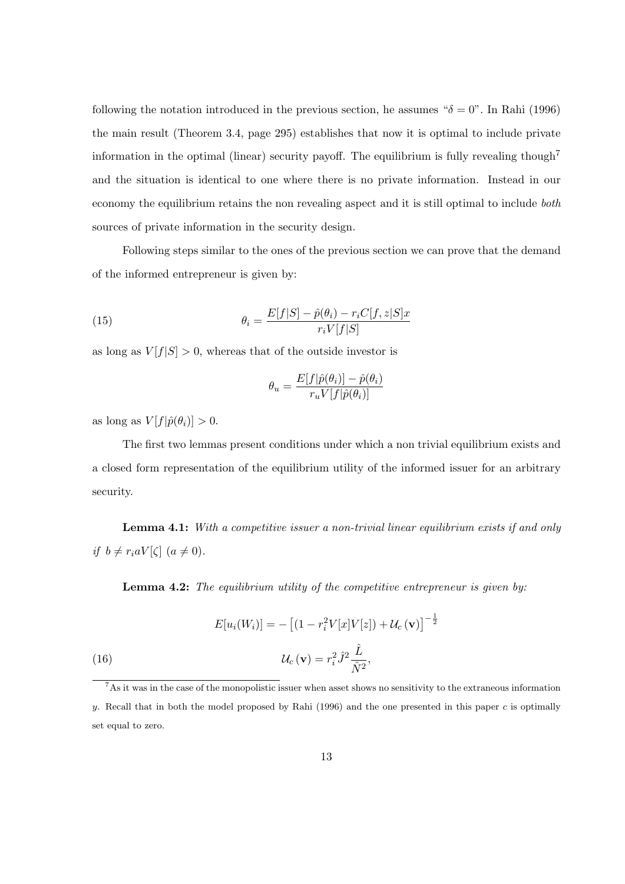following the notation introduced in the previous section, he assumes "$\delta = 0$". In Rahi (1996) the main result (Theorem 3.4, page 295) establishes that now it is optimal to include private information in the optimal (linear) security payoff. The equilibrium is fully revealing though[7] and the situation is identical to one where there is no private information. Instead in our economy the equilibrium retains the non revealing aspect and it is still optimal to include *both* sources of private information in the security design.

Following steps similar to the ones of the previous section we can prove that the demand of the informed entrepreneur is given by:

$$\theta_i = \frac{E[f|S] - \hat{p}(\theta_i) - r_i C[f, z|S]x}{r_i V[f|S]} \tag{15}$$

as long as $V[f|S] > 0$, whereas that of the outside investor is

$$\theta_u = \frac{E[f|\hat{p}(\theta_i)] - \hat{p}(\theta_i)}{r_u V[f|\hat{p}(\theta_i)]}$$

as long as $V[f|\hat{p}(\theta_i)] > 0$.

The first two lemmas present conditions under which a non trivial equilibrium exists and a closed form representation of the equilibrium utility of the informed issuer for an arbitrary security.

**Lemma 4.1:** *With a competitive issuer a non-trivial linear equilibrium exists if and only if $b \neq r_i a V[\zeta]$ $(a \neq 0)$.*

**Lemma 4.2:** *The equilibrium utility of the competitive entrepreneur is given by:*

$$E[u_i(W_i)] = -\left[(1 - r_i^2 V[x]V[z]) + \mathcal{U}_c(\mathbf{v})\right]^{-\frac{1}{2}}$$

$$\mathcal{U}_c(\mathbf{v}) = r_i^2 \hat{J}^2 \frac{\hat{L}}{\hat{N}^2}, \tag{16}$$

[7] As it was in the case of the monopolistic issuer when asset shows no sensitivity to the extraneous information $y$. Recall that in both the model proposed by Rahi (1996) and the one presented in this paper $c$ is optimally set equal to zero.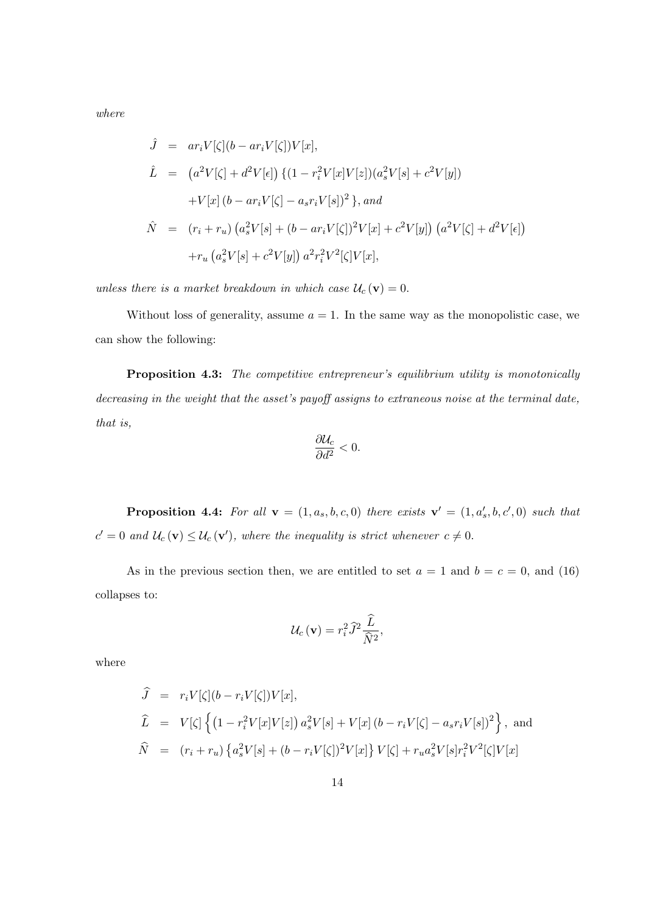*where*

$$
\begin{aligned}
\hat{J} &= ar_i V[\zeta](b - ar_i V[\zeta])V[x], \\
\hat{L} &= \left(a^2 V[\zeta] + d^2 V[\epsilon]\right)\{(1 - r_i^2 V[x]V[z])(a_s^2 V[s] + c^2 V[y]) \\
&\quad + V[x]\left(b - ar_i V[\zeta] - a_s r_i V[s]\right)^2\}, \text{ and} \\
\hat{N} &= (r_i + r_u)\left(a_s^2 V[s] + (b - ar_i V[\zeta])^2 V[x] + c^2 V[y]\right)\left(a^2 V[\zeta] + d^2 V[\epsilon]\right) \\
&\quad + r_u\left(a_s^2 V[s] + c^2 V[y]\right)a^2 r_i^2 V^2[\zeta]V[x],
\end{aligned}
$$

*unless there is a market breakdown in which case* $\mathcal{U}_c(\mathbf{v}) = 0$.

Without loss of generality, assume $a = 1$. In the same way as the monopolistic case, we can show the following:

**Proposition 4.3:** *The competitive entrepreneur's equilibrium utility is monotonically decreasing in the weight that the asset's payoff assigns to extraneous noise at the terminal date, that is,*

$$
\frac{\partial \mathcal{U}_c}{\partial d^2} < 0.
$$

**Proposition 4.4:** *For all* $\mathbf{v} = (1, a_s, b, c, 0)$ *there exists* $\mathbf{v}' = (1, a_s', b, c', 0)$ *such that* $c' = 0$ *and* $\mathcal{U}_c(\mathbf{v}) \leq \mathcal{U}_c(\mathbf{v}')$*, where the inequality is strict whenever* $c \neq 0$.

As in the previous section then, we are entitled to set $a = 1$ and $b = c = 0$, and (16) collapses to:

$$
\mathcal{U}_c(\mathbf{v}) = r_i^2 \widehat{J}^2 \frac{\widehat{L}}{\widehat{N}^2},
$$

where

$$
\begin{aligned}
\widehat{J} &= r_i V[\zeta](b - r_i V[\zeta])V[x], \\
\widehat{L} &= V[\zeta]\left\{\left(1 - r_i^2 V[x]V[z]\right)a_s^2 V[s] + V[x]\left(b - r_i V[\zeta] - a_s r_i V[s]\right)^2\right\}, \text{ and} \\
\widehat{N} &= (r_i + r_u)\left\{a_s^2 V[s] + (b - r_i V[\zeta])^2 V[x]\right\}V[\zeta] + r_u a_s^2 V[s] r_i^2 V^2[\zeta]V[x]
\end{aligned}
$$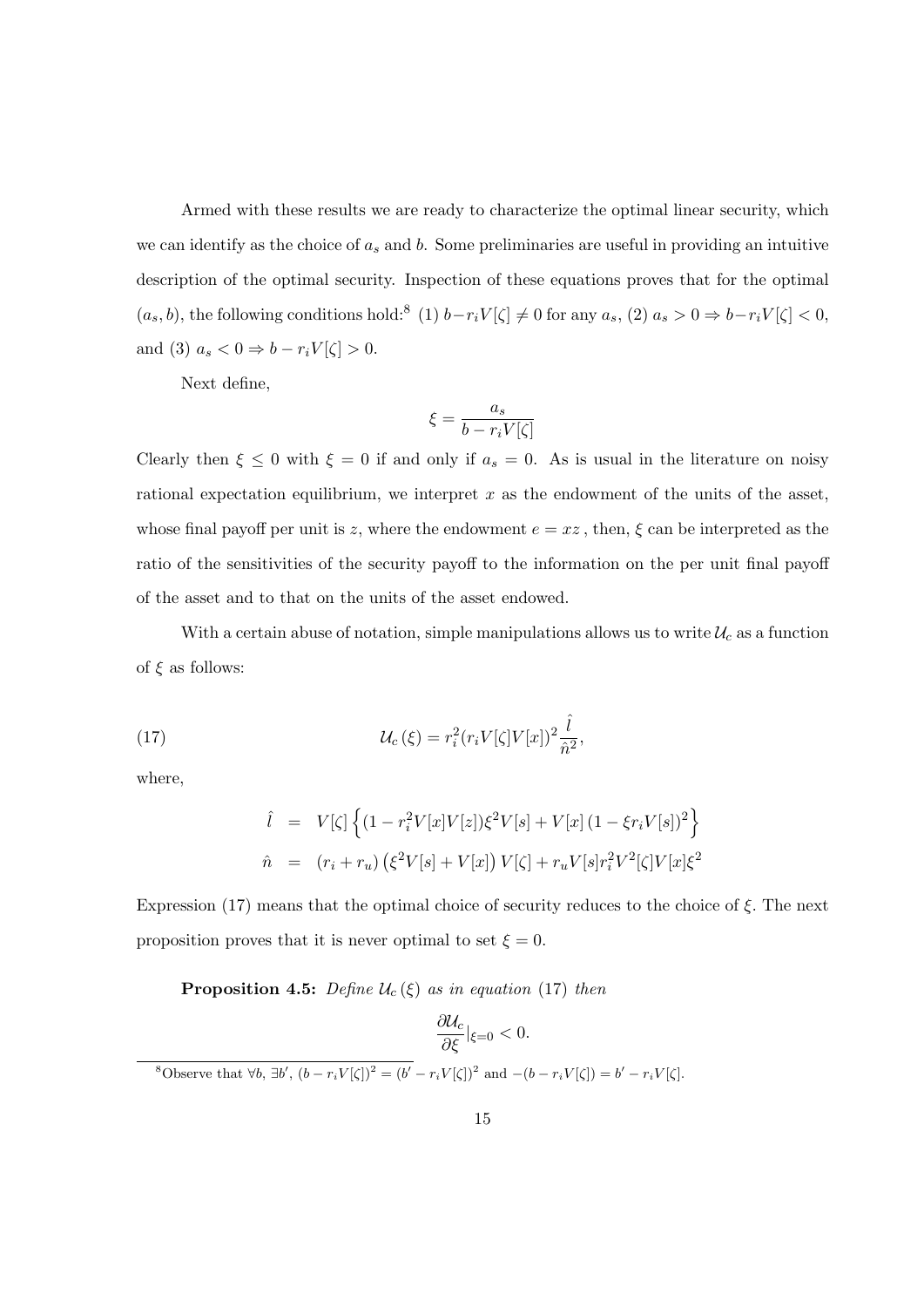Armed with these results we are ready to characterize the optimal linear security, which we can identify as the choice of $a_s$ and $b$. Some preliminaries are useful in providing an intuitive description of the optimal security. Inspection of these equations proves that for the optimal $(a_s, b)$, the following conditions hold:[8] (1) $b - r_i V[\zeta] \neq 0$ for any $a_s$, (2) $a_s > 0 \Rightarrow b - r_i V[\zeta] < 0$, and (3) $a_s < 0 \Rightarrow b - r_i V[\zeta] > 0$.

Next define,

$$\xi = \frac{a_s}{b - r_i V[\zeta]}$$

Clearly then $\xi \leq 0$ with $\xi = 0$ if and only if $a_s = 0$. As is usual in the literature on noisy rational expectation equilibrium, we interpret $x$ as the endowment of the units of the asset, whose final payoff per unit is $z$, where the endowment $e = xz$ , then, $\xi$ can be interpreted as the ratio of the sensitivities of the security payoff to the information on the per unit final payoff of the asset and to that on the units of the asset endowed.

With a certain abuse of notation, simple manipulations allows us to write $\mathcal{U}_c$ as a function of $\xi$ as follows:

$$\mathcal{U}_c(\xi) = r_i^2 (r_i V[\zeta] V[x])^2 \frac{\hat{l}}{\hat{n}^2}, \tag{17}$$

where,

$$\begin{aligned}
\hat{l} &= V[\zeta] \left\{ (1 - r_i^2 V[x] V[z]) \xi^2 V[s] + V[x] (1 - \xi r_i V[s])^2 \right\} \\
\hat{n} &= (r_i + r_u) \left( \xi^2 V[s] + V[x] \right) V[\zeta] + r_u V[s] r_i^2 V^2[\zeta] V[x] \xi^2
\end{aligned}$$

Expression (17) means that the optimal choice of security reduces to the choice of $\xi$. The next proposition proves that it is never optimal to set $\xi = 0$.

**Proposition 4.5:** *Define $\mathcal{U}_c(\xi)$ as in equation (17) then*

$$\frac{\partial \mathcal{U}_c}{\partial \xi}|_{\xi=0} < 0.$$

[8] Observe that $\forall b$, $\exists b'$, $(b - r_i V[\zeta])^2 = (b' - r_i V[\zeta])^2$ and $-(b - r_i V[\zeta]) = b' - r_i V[\zeta]$.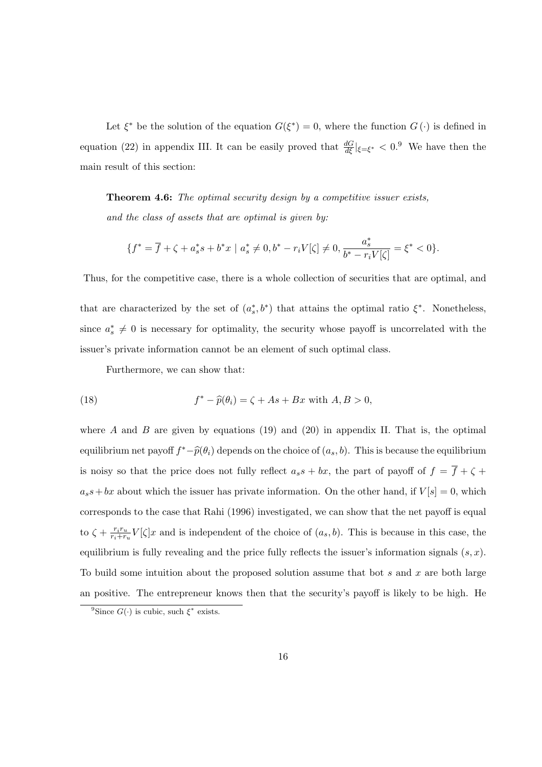Let $\xi^*$ be the solution of the equation $G(\xi^*) = 0$, where the function $G(\cdot)$ is defined in equation (22) in appendix III. It can be easily proved that $\frac{dG}{d\xi}|_{\xi=\xi^*} < 0$.[9] We have then the main result of this section:

**Theorem 4.6:** *The optimal security design by a competitive issuer exists, and the class of assets that are optimal is given by:*

$$\{f^* = \overline{f} + \zeta + a_s^* s + b^* x \mid a_s^* \neq 0, b^* - r_i V[\zeta] \neq 0, \frac{a_s^*}{b^* - r_i V[\zeta]} = \xi^* < 0\}.$$

Thus, for the competitive case, there is a whole collection of securities that are optimal, and that are characterized by the set of $(a_s^*, b^*)$ that attains the optimal ratio $\xi^*$. Nonetheless, since $a_s^* \neq 0$ is necessary for optimality, the security whose payoff is uncorrelated with the issuer's private information cannot be an element of such optimal class.

Furthermore, we can show that:

$$f^* - \widehat{p}(\theta_i) = \zeta + As + Bx \text{ with } A, B > 0, \tag{18}$$

where $A$ and $B$ are given by equations (19) and (20) in appendix II. That is, the optimal equilibrium net payoff $f^* - \widehat{p}(\theta_i)$ depends on the choice of $(a_s, b)$. This is because the equilibrium is noisy so that the price does not fully reflect $a_s s + bx$, the part of payoff of $f = \overline{f} + \zeta + a_s s + bx$ about which the issuer has private information. On the other hand, if $V[s] = 0$, which corresponds to the case that Rahi (1996) investigated, we can show that the net payoff is equal to $\zeta + \frac{r_i r_u}{r_i + r_u} V[\zeta] x$ and is independent of the choice of $(a_s, b)$. This is because in this case, the equilibrium is fully revealing and the price fully reflects the issuer's information signals $(s, x)$. To build some intuition about the proposed solution assume that bot $s$ and $x$ are both large an positive. The entrepreneur knows then that the security's payoff is likely to be high. He

[9] Since $G(\cdot)$ is cubic, such $\xi^*$ exists.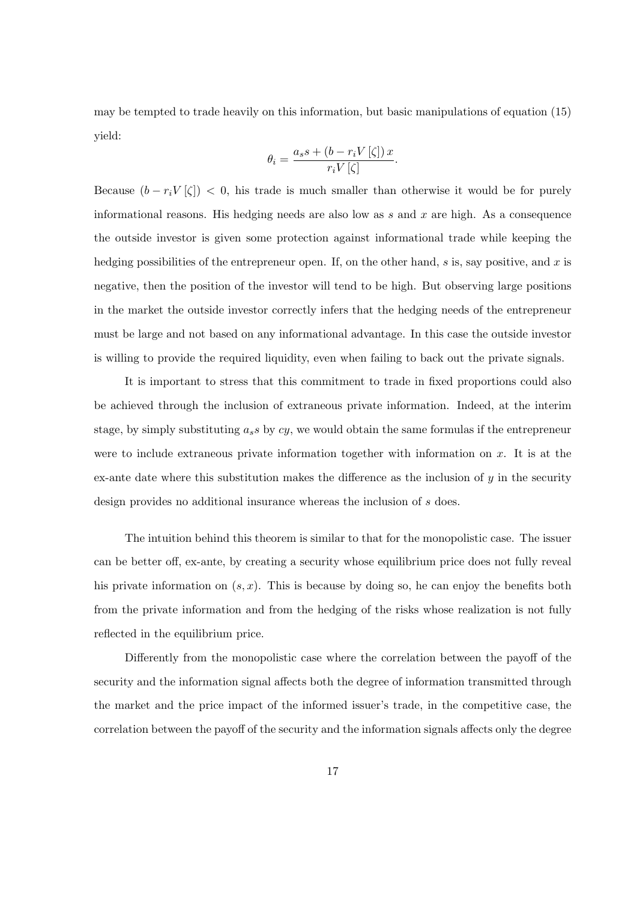may be tempted to trade heavily on this information, but basic manipulations of equation (15) yield:

$$\theta_i = \frac{a_s s + (b - r_i V[\zeta])\, x}{r_i V[\zeta]}.$$

Because $(b - r_i V[\zeta]) < 0$, his trade is much smaller than otherwise it would be for purely informational reasons. His hedging needs are also low as $s$ and $x$ are high. As a consequence the outside investor is given some protection against informational trade while keeping the hedging possibilities of the entrepreneur open. If, on the other hand, $s$ is, say positive, and $x$ is negative, then the position of the investor will tend to be high. But observing large positions in the market the outside investor correctly infers that the hedging needs of the entrepreneur must be large and not based on any informational advantage. In this case the outside investor is willing to provide the required liquidity, even when failing to back out the private signals.

It is important to stress that this commitment to trade in fixed proportions could also be achieved through the inclusion of extraneous private information. Indeed, at the interim stage, by simply substituting $a_s s$ by $cy$, we would obtain the same formulas if the entrepreneur were to include extraneous private information together with information on $x$. It is at the ex-ante date where this substitution makes the difference as the inclusion of $y$ in the security design provides no additional insurance whereas the inclusion of $s$ does.

The intuition behind this theorem is similar to that for the monopolistic case. The issuer can be better off, ex-ante, by creating a security whose equilibrium price does not fully reveal his private information on $(s, x)$. This is because by doing so, he can enjoy the benefits both from the private information and from the hedging of the risks whose realization is not fully reflected in the equilibrium price.

Differently from the monopolistic case where the correlation between the payoff of the security and the information signal affects both the degree of information transmitted through the market and the price impact of the informed issuer's trade, in the competitive case, the correlation between the payoff of the security and the information signals affects only the degree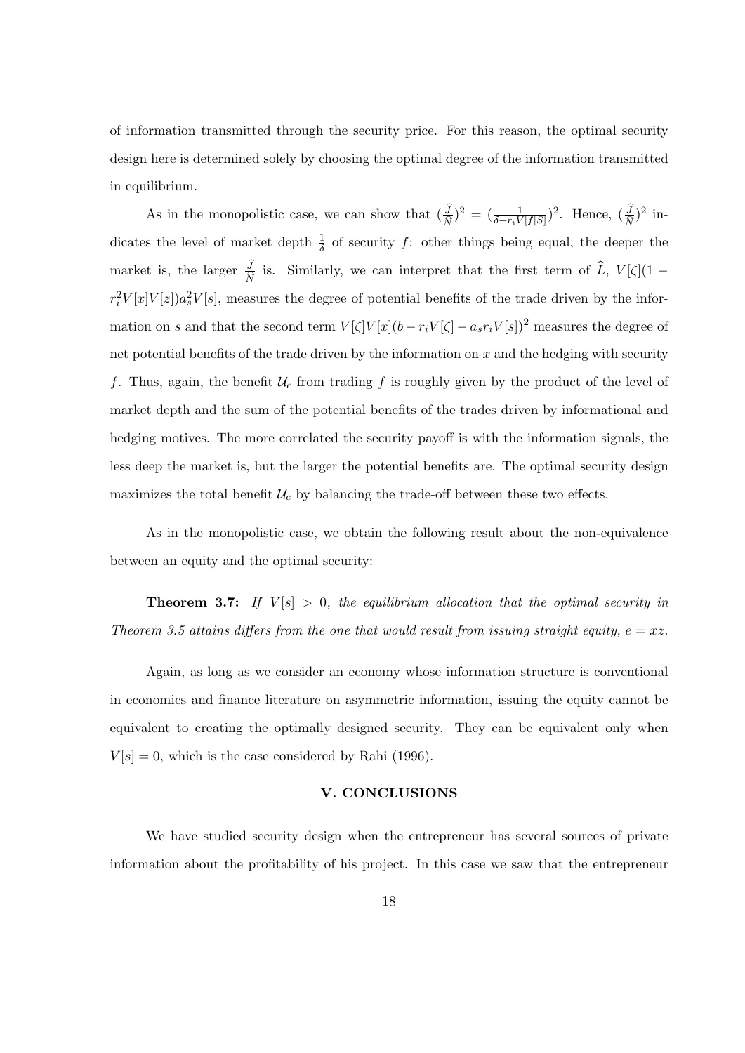of information transmitted through the security price. For this reason, the optimal security design here is determined solely by choosing the optimal degree of the information transmitted in equilibrium.

As in the monopolistic case, we can show that $(\frac{\widehat{J}}{\widehat{N}})^2 = (\frac{1}{\delta + r_i V[f|S]})^2$. Hence, $(\frac{\widehat{J}}{\widehat{N}})^2$ indicates the level of market depth $\frac{1}{\delta}$ of security $f$: other things being equal, the deeper the market is, the larger $\frac{\widehat{J}}{\widehat{N}}$ is. Similarly, we can interpret that the first term of $\widehat{L}$, $V[\zeta](1 - r_i^2 V[x]V[z])a_s^2 V[s]$, measures the degree of potential benefits of the trade driven by the information on $s$ and that the second term $V[\zeta]V[x](b - r_i V[\zeta] - a_s r_i V[s])^2$ measures the degree of net potential benefits of the trade driven by the information on $x$ and the hedging with security $f$. Thus, again, the benefit $\mathcal{U}_c$ from trading $f$ is roughly given by the product of the level of market depth and the sum of the potential benefits of the trades driven by informational and hedging motives. The more correlated the security payoff is with the information signals, the less deep the market is, but the larger the potential benefits are. The optimal security design maximizes the total benefit $\mathcal{U}_c$ by balancing the trade-off between these two effects.

As in the monopolistic case, we obtain the following result about the non-equivalence between an equity and the optimal security:

**Theorem 3.7:** *If $V[s] > 0$, the equilibrium allocation that the optimal security in Theorem 3.5 attains differs from the one that would result from issuing straight equity, $e = xz$.*

Again, as long as we consider an economy whose information structure is conventional in economics and finance literature on asymmetric information, issuing the equity cannot be equivalent to creating the optimally designed security. They can be equivalent only when $V[s] = 0$, which is the case considered by Rahi (1996).

## V. CONCLUSIONS

We have studied security design when the entrepreneur has several sources of private information about the profitability of his project. In this case we saw that the entrepreneur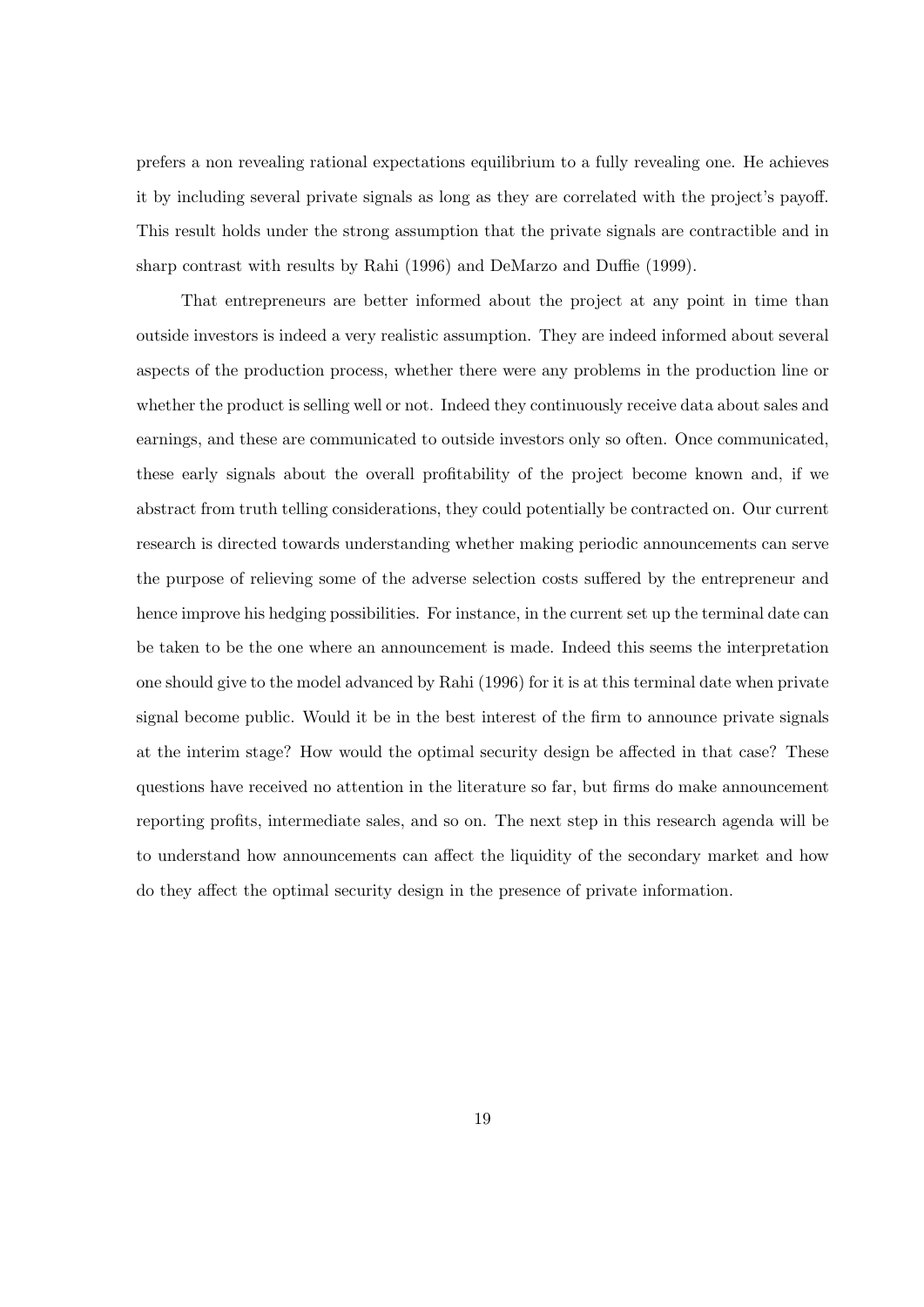prefers a non revealing rational expectations equilibrium to a fully revealing one. He achieves it by including several private signals as long as they are correlated with the project's payoff. This result holds under the strong assumption that the private signals are contractible and in sharp contrast with results by Rahi (1996) and DeMarzo and Duffie (1999).

That entrepreneurs are better informed about the project at any point in time than outside investors is indeed a very realistic assumption. They are indeed informed about several aspects of the production process, whether there were any problems in the production line or whether the product is selling well or not. Indeed they continuously receive data about sales and earnings, and these are communicated to outside investors only so often. Once communicated, these early signals about the overall profitability of the project become known and, if we abstract from truth telling considerations, they could potentially be contracted on. Our current research is directed towards understanding whether making periodic announcements can serve the purpose of relieving some of the adverse selection costs suffered by the entrepreneur and hence improve his hedging possibilities. For instance, in the current set up the terminal date can be taken to be the one where an announcement is made. Indeed this seems the interpretation one should give to the model advanced by Rahi (1996) for it is at this terminal date when private signal become public. Would it be in the best interest of the firm to announce private signals at the interim stage? How would the optimal security design be affected in that case? These questions have received no attention in the literature so far, but firms do make announcement reporting profits, intermediate sales, and so on. The next step in this research agenda will be to understand how announcements can affect the liquidity of the secondary market and how do they affect the optimal security design in the presence of private information.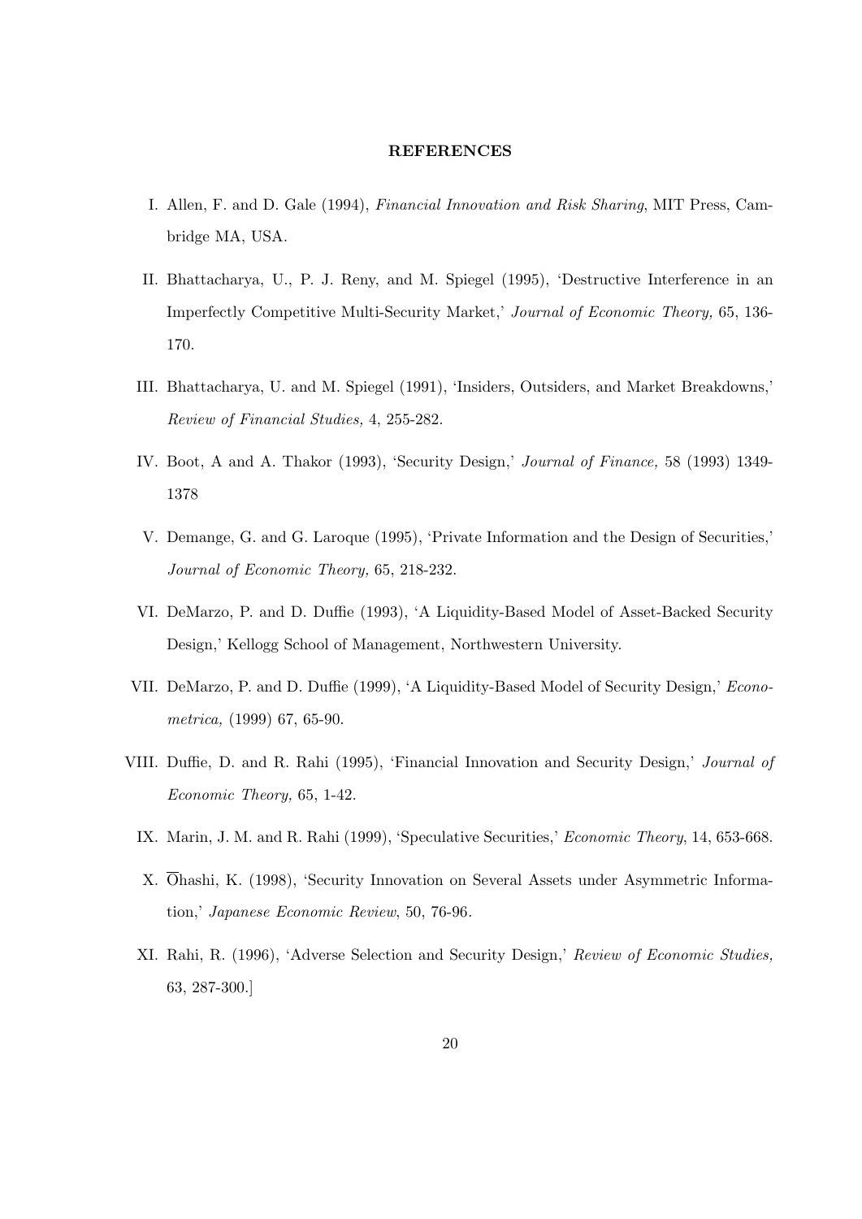**REFERENCES**

I. Allen, F. and D. Gale (1994), *Financial Innovation and Risk Sharing*, MIT Press, Cambridge MA, USA.

II. Bhattacharya, U., P. J. Reny, and M. Spiegel (1995), 'Destructive Interference in an Imperfectly Competitive Multi-Security Market,' *Journal of Economic Theory,* 65, 136-170.

III. Bhattacharya, U. and M. Spiegel (1991), 'Insiders, Outsiders, and Market Breakdowns,' *Review of Financial Studies,* 4, 255-282.

IV. Boot, A and A. Thakor (1993), 'Security Design,' *Journal of Finance,* 58 (1993) 1349-1378

V. Demange, G. and G. Laroque (1995), 'Private Information and the Design of Securities,' *Journal of Economic Theory,* 65, 218-232.

VI. DeMarzo, P. and D. Duffie (1993), 'A Liquidity-Based Model of Asset-Backed Security Design,' Kellogg School of Management, Northwestern University.

VII. DeMarzo, P. and D. Duffie (1999), 'A Liquidity-Based Model of Security Design,' *Econometrica,* (1999) 67, 65-90.

VIII. Duffie, D. and R. Rahi (1995), 'Financial Innovation and Security Design,' *Journal of Economic Theory,* 65, 1-42.

IX. Marin, J. M. and R. Rahi (1999), 'Speculative Securities,' *Economic Theory*, 14, 653-668.

X. $\overline{\text{O}}$hashi, K. (1998), 'Security Innovation on Several Assets under Asymmetric Information,' *Japanese Economic Review*, 50, 76-96.

XI. Rahi, R. (1996), 'Adverse Selection and Security Design,' *Review of Economic Studies,* 63, 287-300.]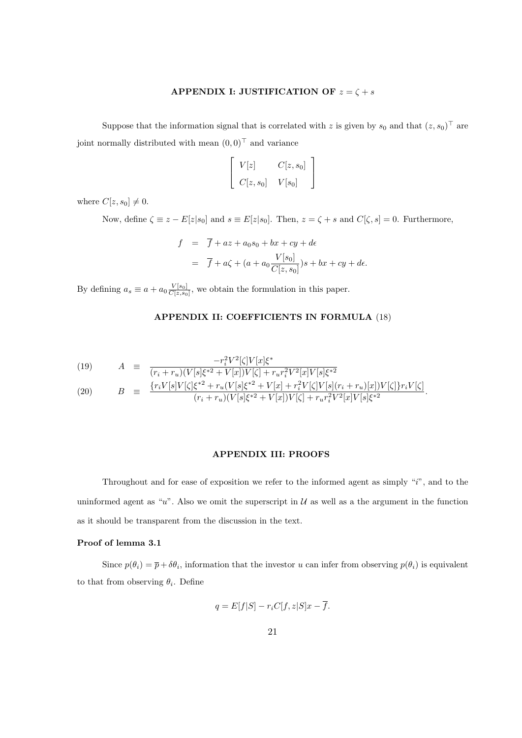## APPENDIX I: JUSTIFICATION OF $z = \zeta + s$

Suppose that the information signal that is correlated with $z$ is given by $s_0$ and that $(z, s_0)^\top$ are joint normally distributed with mean $(0,0)^\top$ and variance

$$\begin{bmatrix} V[z] & C[z,s_0] \\ C[z,s_0] & V[s_0] \end{bmatrix}$$

where $C[z, s_0] \neq 0$.

Now, define $\zeta \equiv z - E[z|s_0]$ and $s \equiv E[z|s_0]$. Then, $z = \zeta + s$ and $C[\zeta, s] = 0$. Furthermore,

$$\begin{aligned} f &= \overline{f} + az + a_0 s_0 + bx + cy + d\epsilon \\ &= \overline{f} + a\zeta + (a + a_0 \frac{V[s_0]}{C[z,s_0]})s + bx + cy + d\epsilon. \end{aligned}$$

By defining $a_s \equiv a + a_0 \frac{V[s_0]}{C[z,s_0]}$, we obtain the formulation in this paper.

## APPENDIX II: COEFFICIENTS IN FORMULA (18)

$$A \equiv \frac{-r_i^2 V^2[\zeta] V[x] \xi^*}{(r_i + r_u)(V[s]\xi^{*2} + V[x])V[\zeta] + r_u r_i^2 V^2[x] V[s] \xi^{*2}} \tag{19}$$

$$B \equiv \frac{\{r_i V[s] V[\zeta] \xi^{*2} + r_u (V[s]\xi^{*2} + V[x] + r_i^2 V[\zeta] V[s](r_i + r_u)[x]) V[\zeta]\} r_i V[\zeta]}{(r_i + r_u)(V[s]\xi^{*2} + V[x])V[\zeta] + r_u r_i^2 V^2[x] V[s] \xi^{*2}}. \tag{20}$$

## APPENDIX III: PROOFS

Throughout and for ease of exposition we refer to the informed agent as simply "$i$", and to the uninformed agent as "$u$". Also we omit the superscript in $\mathcal{U}$ as well as a the argument in the function as it should be transparent from the discussion in the text.

### Proof of lemma 3.1

Since $p(\theta_i) = \overline{p} + \delta\theta_i$, information that the investor $u$ can infer from observing $p(\theta_i)$ is equivalent to that from observing $\theta_i$. Define

$$q = E[f|S] - r_i C[f, z|S]x - \overline{f}.$$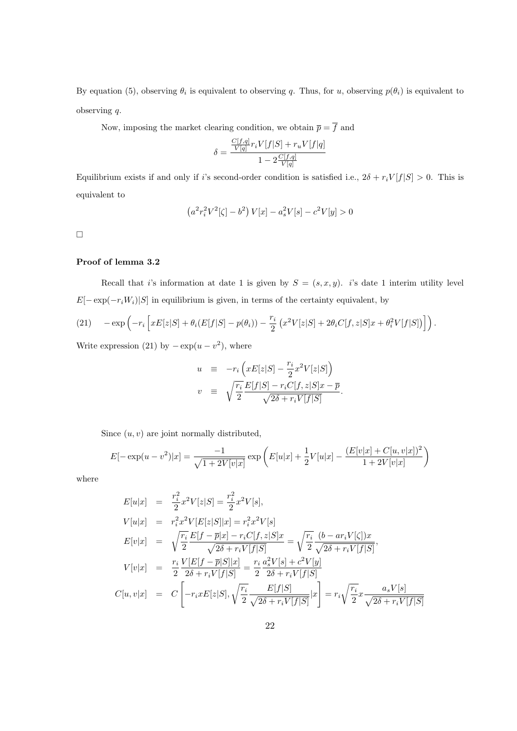By equation (5), observing $\theta_i$ is equivalent to observing $q$. Thus, for $u$, observing $p(\theta_i)$ is equivalent to observing $q$.

Now, imposing the market clearing condition, we obtain $\overline{p} = \overline{f}$ and

$$\delta = \frac{\frac{C[f,q]}{V[q]} r_i V[f|S] + r_u V[f|q]}{1 - 2\frac{C[f,q]}{V[q]}}$$

Equilibrium exists if and only if $i$'s second-order condition is satisfied i.e., $2\delta + r_i V[f|S] > 0$. This is equivalent to

$$\left(a^2 r_i^2 V^2[\zeta] - b^2\right) V[x] - a_s^2 V[s] - c^2 V[y] > 0$$

□

**Proof of lemma 3.2**

Recall that $i$'s information at date 1 is given by $S = (s, x, y)$. $i$'s date 1 interim utility level $E[-\exp(-r_i W_i)|S]$ in equilibrium is given, in terms of the certainty equivalent, by

$$(21) \quad -\exp\left(-r_i\left[xE[z|S] + \theta_i(E[f|S] - p(\theta_i)) - \frac{r_i}{2}\left(x^2 V[z|S] + 2\theta_i C[f,z|S]x + \theta_i^2 V[f|S]\right)\right]\right).$$

Write expression (21) by $-\exp(u - v^2)$, where

$$\begin{aligned}
u &\equiv -r_i\left(xE[z|S] - \frac{r_i}{2}x^2 V[z|S]\right) \\
v &\equiv \sqrt{\frac{r_i}{2}} \frac{E[f|S] - r_i C[f,z|S]x - \overline{p}}{\sqrt{2\delta + r_i V[f|S]}}.
\end{aligned}$$

Since $(u, v)$ are joint normally distributed,

$$E[-\exp(u - v^2)|x] = \frac{-1}{\sqrt{1 + 2V[v|x]}} \exp\left(E[u|x] + \frac{1}{2}V[u|x] - \frac{(E[v|x] + C[u,v|x])^2}{1 + 2V[v|x]}\right)$$

where

$$\begin{aligned}
E[u|x] &= \frac{r_i^2}{2}x^2 V[z|S] = \frac{r_i^2}{2}x^2 V[s], \\
V[u|x] &= r_i^2 x^2 V[E[z|S]|x] = r_i^2 x^2 V[s] \\
E[v|x] &= \sqrt{\frac{r_i}{2}} \frac{E[f - \overline{p}|x] - r_i C[f,z|S]x}{\sqrt{2\delta + r_i V[f|S]}} = \sqrt{\frac{r_i}{2}} \frac{(b - a r_i V[\zeta])x}{\sqrt{2\delta + r_i V[f|S]}}, \\
V[v|x] &= \frac{r_i}{2} \frac{V[E[f - \overline{p}|S]|x]}{2\delta + r_i V[f|S]} = \frac{r_i}{2} \frac{a_s^2 V[s] + c^2 V[y]}{2\delta + r_i V[f|S]} \\
C[u,v|x] &= C\left[-r_i x E[z|S], \sqrt{\frac{r_i}{2}} \frac{E[f|S]}{\sqrt{2\delta + r_i V[f|S]}} |x\right] = r_i \sqrt{\frac{r_i}{2}} x \frac{a_s V[s]}{\sqrt{2\delta + r_i V[f|S]}}
\end{aligned}$$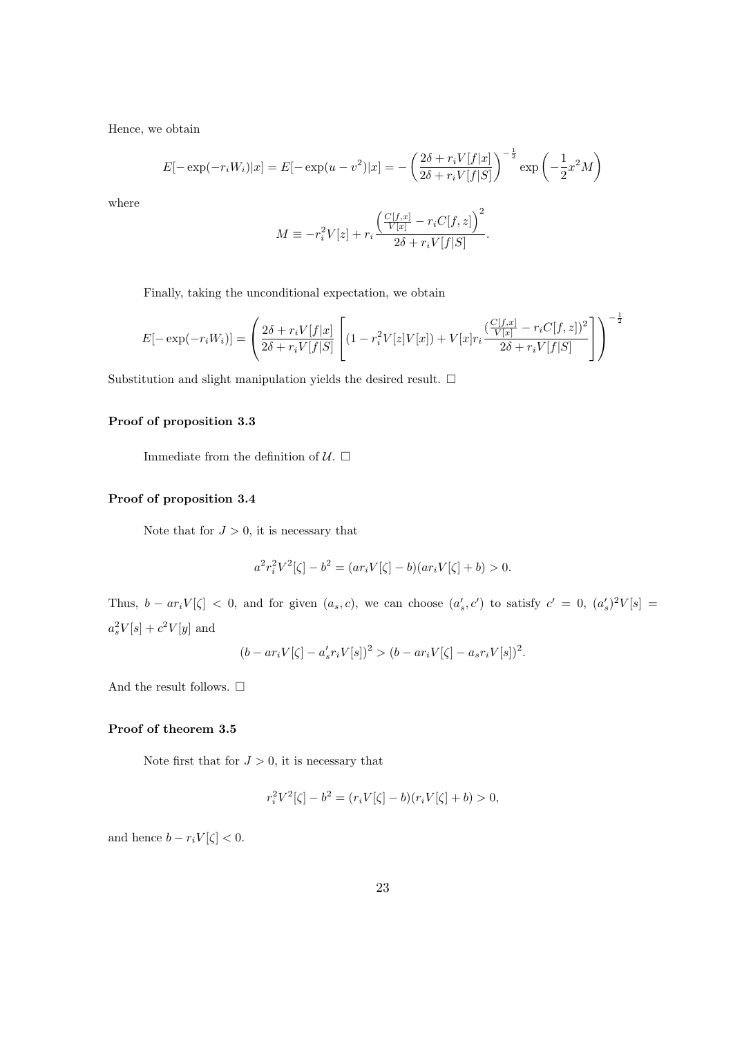Hence, we obtain

$$E[-\exp(-r_i W_i)|x] = E[-\exp(u - v^2)|x] = -\left(\frac{2\delta + r_i V[f|x]}{2\delta + r_i V[f|S]}\right)^{-\frac{1}{2}} \exp\left(-\frac{1}{2}x^2 M\right)$$

where

$$M \equiv -r_i^2 V[z] + r_i \frac{\left(\frac{C[f,x]}{V[x]} - r_i C[f,z]\right)^2}{2\delta + r_i V[f|S]}.$$

Finally, taking the unconditional expectation, we obtain

$$E[-\exp(-r_i W_i)] = \left(\frac{2\delta + r_i V[f|x]}{2\delta + r_i V[f|S]}\left[(1 - r_i^2 V[z]V[x]) + V[x] r_i \frac{(\frac{C[f,x]}{V[x]} - r_i C[f,z])^2}{2\delta + r_i V[f|S]}\right]\right)^{-\frac{1}{2}}$$

Substitution and slight manipulation yields the desired result. $\square$

**Proof of proposition 3.3**

Immediate from the definition of $\mathcal{U}$. $\square$

**Proof of proposition 3.4**

Note that for $J > 0$, it is necessary that

$$a^2 r_i^2 V^2[\zeta] - b^2 = (a r_i V[\zeta] - b)(a r_i V[\zeta] + b) > 0.$$

Thus, $b - a r_i V[\zeta] < 0$, and for given $(a_s, c)$, we can choose $(a_s', c')$ to satisfy $c' = 0$, $(a_s')^2 V[s] = a_s^2 V[s] + c^2 V[y]$ and

$$(b - a r_i V[\zeta] - a_s' r_i V[s])^2 > (b - a r_i V[\zeta] - a_s r_i V[s])^2.$$

And the result follows. $\square$

**Proof of theorem 3.5**

Note first that for $J > 0$, it is necessary that

$$r_i^2 V^2[\zeta] - b^2 = (r_i V[\zeta] - b)(r_i V[\zeta] + b) > 0,$$

and hence $b - r_i V[\zeta] < 0$.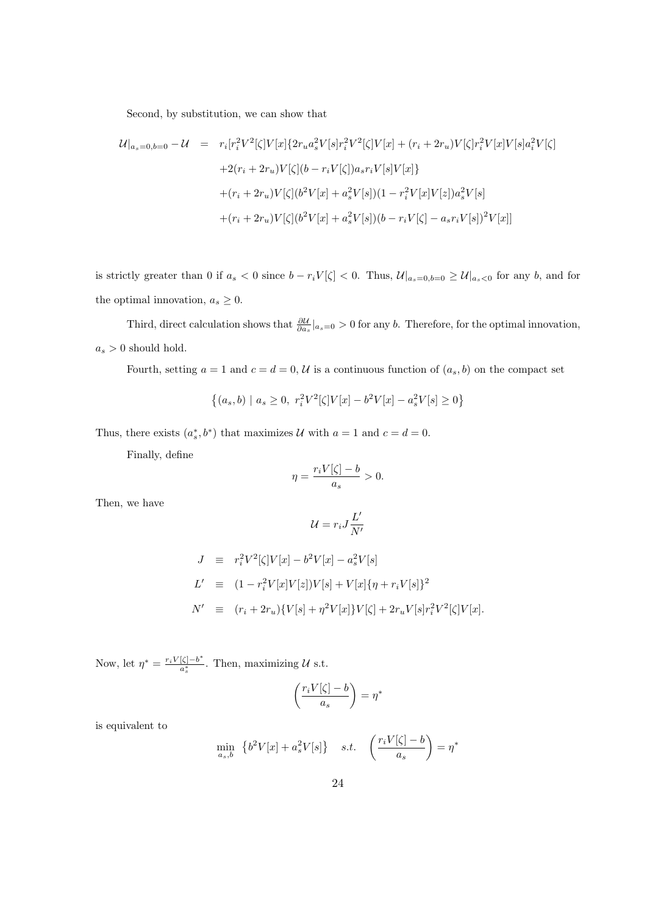Second, by substitution, we can show that

$$
\begin{aligned}
\mathcal{U}|_{a_s=0,b=0} - \mathcal{U} \quad = \quad & r_i[r_i^2 V^2[\zeta]V[x]\{2r_u a_s^2 V[s] r_i^2 V^2[\zeta]V[x] + (r_i + 2r_u)V[\zeta] r_i^2 V[x]V[s]a_i^2 V[\zeta] \\
& +2(r_i + 2r_u)V[\zeta](b - r_i V[\zeta])a_s r_i V[s]V[x]\} \\
& +(r_i + 2r_u)V[\zeta](b^2 V[x] + a_s^2 V[s])(1 - r_i^2 V[x]V[z])a_s^2 V[s] \\
& +(r_i + 2r_u)V[\zeta](b^2 V[x] + a_s^2 V[s])(b - r_i V[\zeta] - a_s r_i V[s])^2 V[x]]
\end{aligned}
$$

is strictly greater than 0 if $a_s < 0$ since $b - r_i V[\zeta] < 0$. Thus, $\mathcal{U}|_{a_s=0,b=0} \geq \mathcal{U}|_{a_s<0}$ for any $b$, and for the optimal innovation, $a_s \geq 0$.

Third, direct calculation shows that $\frac{\partial \mathcal{U}}{\partial a_s}|_{a_s=0} > 0$ for any $b$. Therefore, for the optimal innovation, $a_s > 0$ should hold.

Fourth, setting $a = 1$ and $c = d = 0$, $\mathcal{U}$ is a continuous function of $(a_s, b)$ on the compact set

$$
\left\{(a_s, b) \mid a_s \geq 0,\ r_i^2 V^2[\zeta]V[x] - b^2 V[x] - a_s^2 V[s] \geq 0\right\}
$$

Thus, there exists $(a_s^*, b^*)$ that maximizes $\mathcal{U}$ with $a = 1$ and $c = d = 0$.

Finally, define

$$
\eta = \frac{r_i V[\zeta] - b}{a_s} > 0.
$$

Then, we have

$$
\mathcal{U} = r_i J \frac{L'}{N'}
$$

$$
\begin{aligned}
J \quad & \equiv \quad r_i^2 V^2[\zeta]V[x] - b^2 V[x] - a_s^2 V[s] \\
L' \quad & \equiv \quad (1 - r_i^2 V[x]V[z])V[s] + V[x]\{\eta + r_i V[s]\}^2 \\
N' \quad & \equiv \quad (r_i + 2r_u)\{V[s] + \eta^2 V[x]\}V[\zeta] + 2r_u V[s] r_i^2 V^2[\zeta]V[x].
\end{aligned}
$$

Now, let $\eta^* = \frac{r_i V[\zeta] - b^*}{a_s^*}$. Then, maximizing $\mathcal{U}$ s.t.

$$
\left(\frac{r_i V[\zeta] - b}{a_s}\right) = \eta^*
$$

is equivalent to

$$
\min_{a_s, b} \ \left\{b^2 V[x] + a_s^2 V[s]\right\} \quad s.t. \quad \left(\frac{r_i V[\zeta] - b}{a_s}\right) = \eta^*
$$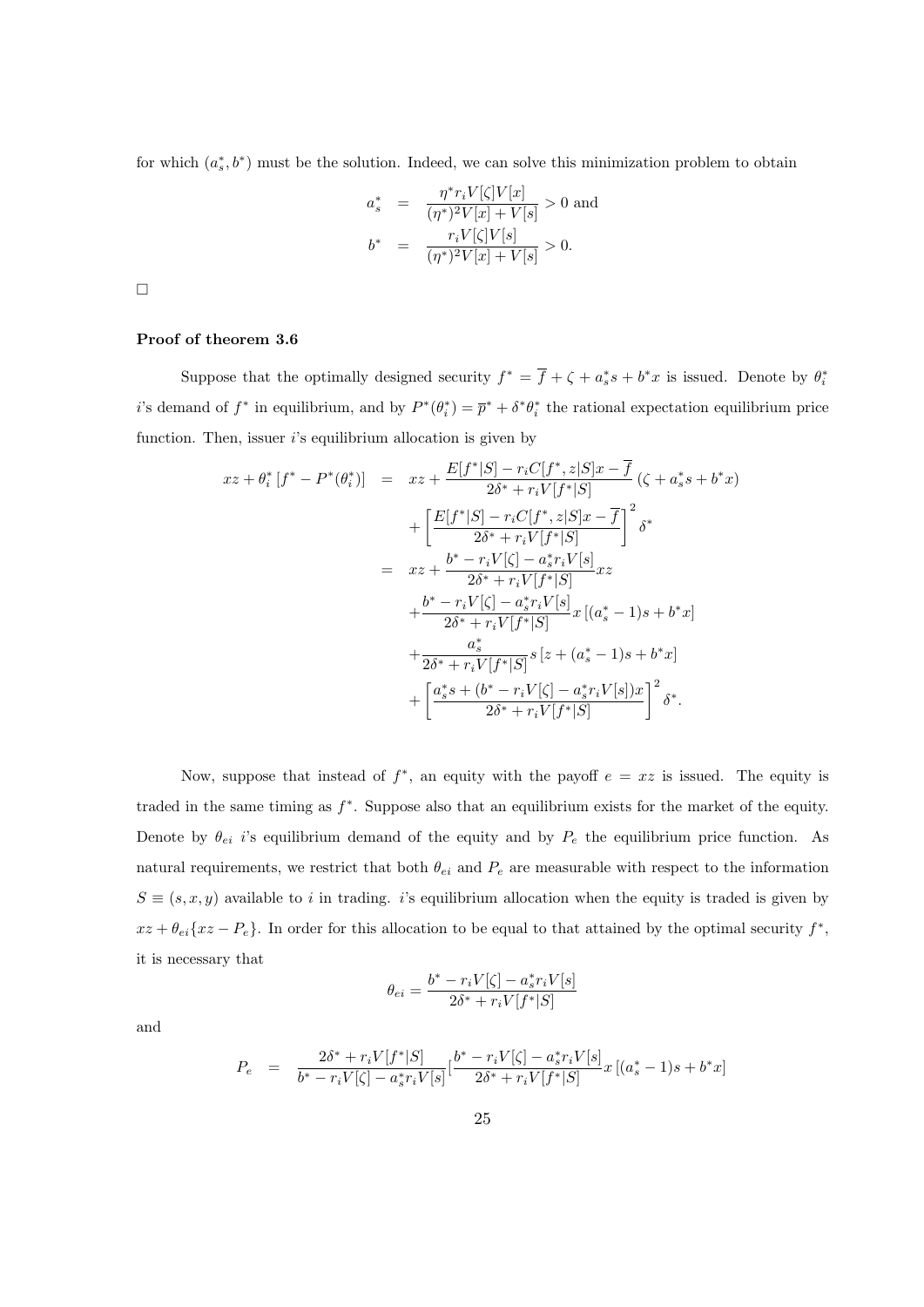for which $(a_s^*, b^*)$ must be the solution. Indeed, we can solve this minimization problem to obtain

$$
\begin{aligned}
a_s^* &= \frac{\eta^* r_i V[\zeta] V[x]}{(\eta^*)^2 V[x] + V[s]} > 0 \text{ and} \\
b^* &= \frac{r_i V[\zeta] V[s]}{(\eta^*)^2 V[x] + V[s]} > 0.
\end{aligned}
$$

□

**Proof of theorem 3.6**

Suppose that the optimally designed security $f^* = \overline{f} + \zeta + a_s^* s + b^* x$ is issued. Denote by $\theta_i^*$ $i$'s demand of $f^*$ in equilibrium, and by $P^*(\theta_i^*) = \overline{p}^* + \delta^* \theta_i^*$ the rational expectation equilibrium price function. Then, issuer $i$'s equilibrium allocation is given by

$$
\begin{aligned}
xz + \theta_i^* \left[ f^* - P^*(\theta_i^*) \right] &= xz + \frac{E[f^*|S] - r_i C[f^*, z|S]x - \overline{f}}{2\delta^* + r_i V[f^*|S]} \left( \zeta + a_s^* s + b^* x \right) \\
&\quad + \left[ \frac{E[f^*|S] - r_i C[f^*, z|S]x - \overline{f}}{2\delta^* + r_i V[f^*|S]} \right]^2 \delta^* \\
&= xz + \frac{b^* - r_i V[\zeta] - a_s^* r_i V[s]}{2\delta^* + r_i V[f^*|S]} xz \\
&\quad + \frac{b^* - r_i V[\zeta] - a_s^* r_i V[s]}{2\delta^* + r_i V[f^*|S]} x \left[ (a_s^* - 1)s + b^* x \right] \\
&\quad + \frac{a_s^*}{2\delta^* + r_i V[f^*|S]} s \left[ z + (a_s^* - 1)s + b^* x \right] \\
&\quad + \left[ \frac{a_s^* s + (b^* - r_i V[\zeta] - a_s^* r_i V[s]) x}{2\delta^* + r_i V[f^*|S]} \right]^2 \delta^*.
\end{aligned}
$$

Now, suppose that instead of $f^*$, an equity with the payoff $e = xz$ is issued. The equity is traded in the same timing as $f^*$. Suppose also that an equilibrium exists for the market of the equity. Denote by $\theta_{ei}$ $i$'s equilibrium demand of the equity and by $P_e$ the equilibrium price function. As natural requirements, we restrict that both $\theta_{ei}$ and $P_e$ are measurable with respect to the information $S \equiv (s, x, y)$ available to $i$ in trading. $i$'s equilibrium allocation when the equity is traded is given by $xz + \theta_{ei}\{xz - P_e\}$. In order for this allocation to be equal to that attained by the optimal security $f^*$, it is necessary that

$$
\theta_{ei} = \frac{b^* - r_i V[\zeta] - a_s^* r_i V[s]}{2\delta^* + r_i V[f^*|S]}
$$

and

$$
P_e = \frac{2\delta^* + r_i V[f^*|S]}{b^* - r_i V[\zeta] - a_s^* r_i V[s]} \left[ \frac{b^* - r_i V[\zeta] - a_s^* r_i V[s]}{2\delta^* + r_i V[f^*|S]} x \left[ (a_s^* - 1)s + b^* x \right] \right.
$$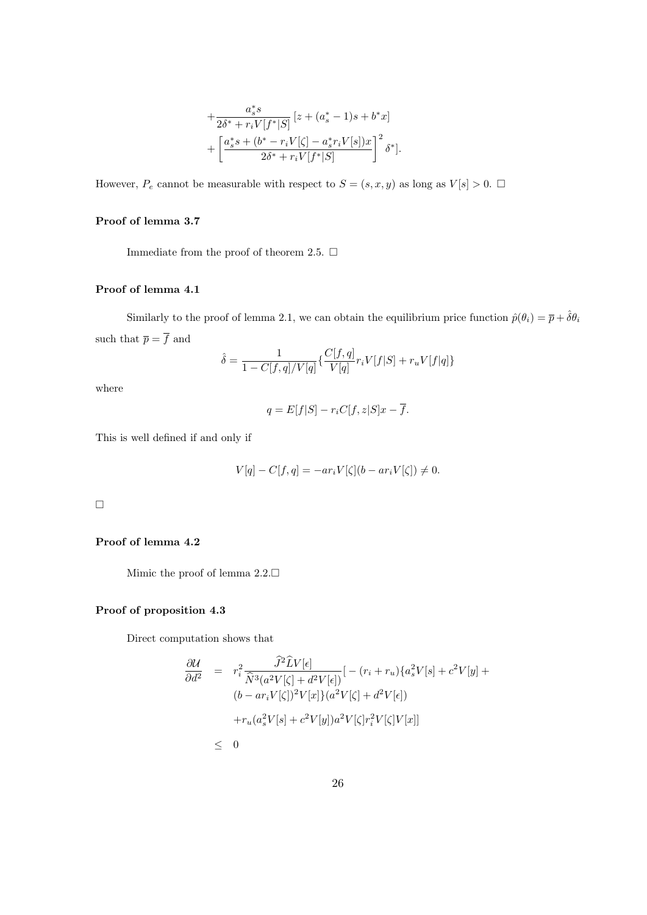$$
+\frac{a_s^* s}{2\delta^* + r_i V[f^*|S]} \left[ z + (a_s^* - 1)s + b^* x \right]
$$

$$
+ \left[ \frac{a_s^* s + (b^* - r_i V[\zeta] - a_s^* r_i V[s])x}{2\delta^* + r_i V[f^*|S]} \right]^2 \delta^* ].
$$

However, $P_e$ cannot be measurable with respect to $S = (s, x, y)$ as long as $V[s] > 0$. □

**Proof of lemma 3.7**

Immediate from the proof of theorem 2.5. □

**Proof of lemma 4.1**

Similarly to the proof of lemma 2.1, we can obtain the equilibrium price function $\hat{p}(\theta_i) = \overline{p} + \hat{\delta}\theta_i$ such that $\overline{p} = \overline{f}$ and

$$
\hat{\delta} = \frac{1}{1 - C[f,q]/V[q]} \left\{ \frac{C[f,q]}{V[q]} r_i V[f|S] + r_u V[f|q] \right\}
$$

where

$$
q = E[f|S] - r_i C[f, z|S] x - \overline{f}.
$$

This is well defined if and only if

$$
V[q] - C[f,q] = -a r_i V[\zeta](b - a r_i V[\zeta]) \neq 0.
$$

□

**Proof of lemma 4.2**

Mimic the proof of lemma 2.2.□

**Proof of proposition 4.3**

Direct computation shows that

$$
\begin{aligned}
\frac{\partial \mathcal{U}}{\partial d^2} &= r_i^2 \frac{\widehat{J}^2 \widehat{L} V[\epsilon]}{\widehat{N}^3 (a^2 V[\zeta] + d^2 V[\epsilon])} [ - (r_i + r_u)\{a_s^2 V[s] + c^2 V[y] + \\
&\quad (b - a r_i V[\zeta])^2 V[x]\}(a^2 V[\zeta] + d^2 V[\epsilon]) \\
&\quad + r_u (a_s^2 V[s] + c^2 V[y]) a^2 V[\zeta] r_i^2 V[\zeta] V[x]] \\
&\leq 0
\end{aligned}
$$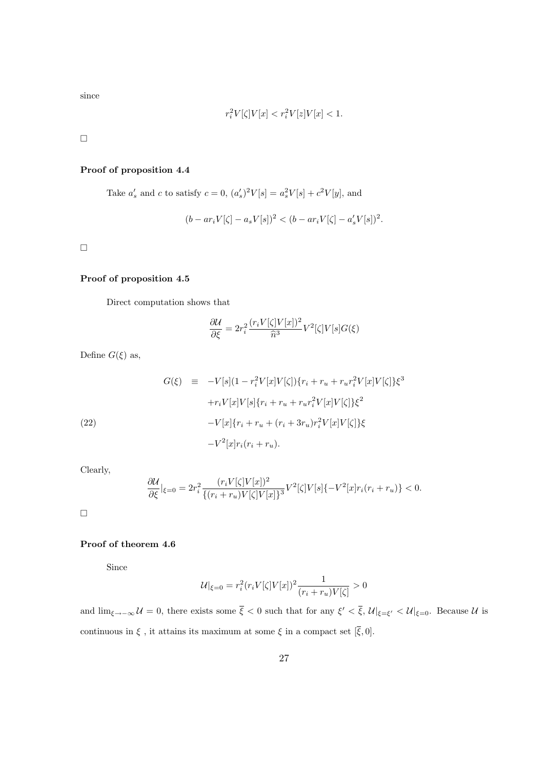since

$$r_i^2 V[\zeta]V[x] < r_i^2 V[z]V[x] < 1.$$

□

**Proof of proposition 4.4**

Take $a_s'$ and $c$ to satisfy $c = 0$, $(a_s')^2 V[s] = a_s^2 V[s] + c^2 V[y]$, and

$$(b - ar_i V[\zeta] - a_s V[s])^2 < (b - ar_i V[\zeta] - a_s' V[s])^2.$$

□

**Proof of proposition 4.5**

Direct computation shows that

$$\frac{\partial \mathcal{U}}{\partial \xi} = 2r_i^2 \frac{(r_i V[\zeta]V[x])^2}{\widehat{n}^3} V^2[\zeta]V[s]G(\xi)$$

Define $G(\xi)$ as,

$$\begin{aligned}
G(\xi) \quad \equiv \quad & -V[s](1 - r_i^2 V[x]V[\zeta])\{r_i + r_u + r_u r_i^2 V[x]V[\zeta]\}\xi^3 \\
& + r_i V[x]V[s]\{r_i + r_u + r_u r_i^2 V[x]V[\zeta]\}\xi^2 \\
& - V[x]\{r_i + r_u + (r_i + 3r_u) r_i^2 V[x]V[\zeta]\}\xi \\
& - V^2[x] r_i (r_i + r_u).
\end{aligned} \tag{22}$$

Clearly,

$$\frac{\partial \mathcal{U}}{\partial \xi}|_{\xi=0} = 2r_i^2 \frac{(r_i V[\zeta]V[x])^2}{\{(r_i + r_u)V[\zeta]V[x]\}^3} V^2[\zeta]V[s]\{-V^2[x] r_i (r_i + r_u)\} < 0.$$

□

**Proof of theorem 4.6**

Since

$$\mathcal{U}|_{\xi=0} = r_i^2 (r_i V[\zeta]V[x])^2 \frac{1}{(r_i + r_u)V[\zeta]} > 0$$

and $\lim_{\xi \to -\infty} \mathcal{U} = 0$, there exists some $\overline{\xi} < 0$ such that for any $\xi' < \overline{\xi}$, $\mathcal{U}|_{\xi=\xi'} < \mathcal{U}|_{\xi=0}$. Because $\mathcal{U}$ is continuous in $\xi$ , it attains its maximum at some $\xi$ in a compact set $[\overline{\xi}, 0]$.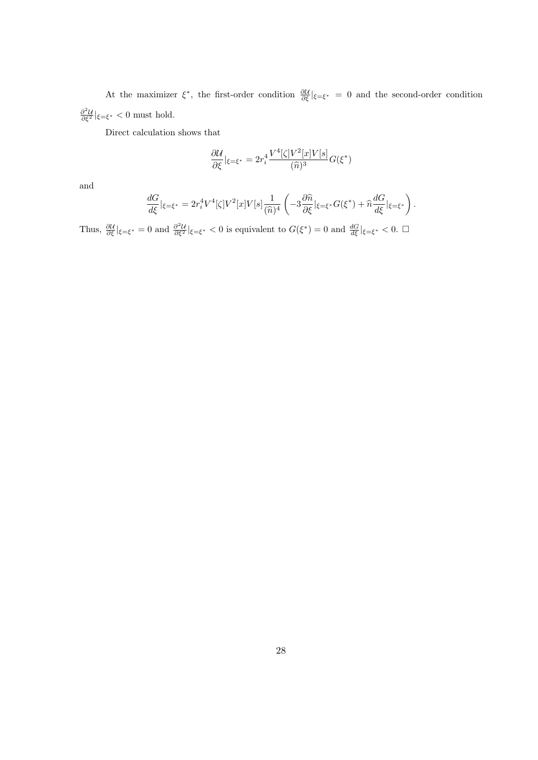At the maximizer $\xi^*$, the first-order condition $\frac{\partial \mathcal{U}}{\partial \xi}|_{\xi=\xi^*} = 0$ and the second-order condition $\frac{\partial^2 \mathcal{U}}{\partial \xi^2}|_{\xi=\xi^*} < 0$ must hold.

Direct calculation shows that

$$\frac{\partial \mathcal{U}}{\partial \xi}|_{\xi=\xi^*} = 2r_i^4 \frac{V^4[\zeta]V^2[x]V[s]}{(\widehat{n})^3} G(\xi^*)$$

and

$$\frac{dG}{d\xi}|_{\xi=\xi^*} = 2r_i^4 V^4[\zeta]V^2[x]V[s]\frac{1}{(\widehat{n})^4}\left(-3\frac{\partial \widehat{n}}{\partial \xi}|_{\xi=\xi^*} G(\xi^*) + \widehat{n}\frac{dG}{d\xi}|_{\xi=\xi^*}\right).$$

Thus, $\frac{\partial \mathcal{U}}{\partial \xi}|_{\xi=\xi^*} = 0$ and $\frac{\partial^2 \mathcal{U}}{\partial \xi^2}|_{\xi=\xi^*} < 0$ is equivalent to $G(\xi^*) = 0$ and $\frac{dG}{d\xi}|_{\xi=\xi^*} < 0$. $\square$